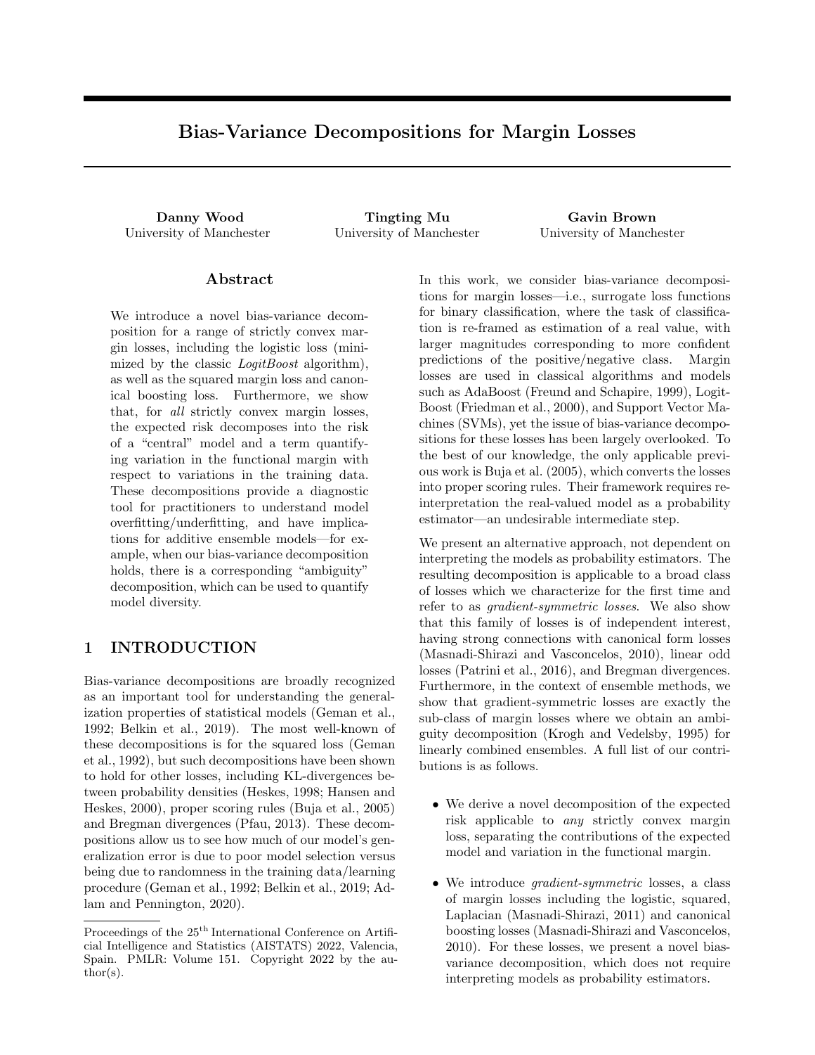# Bias-Variance Decompositions for Margin Losses

**Danny Wood**
University of Manchester

**Tingting Mu**
University of Manchester

**Gavin Brown**
University of Manchester

## Abstract

We introduce a novel bias-variance decomposition for a range of strictly convex margin losses, including the logistic loss (minimized by the classic *LogitBoost* algorithm), as well as the squared margin loss and canonical boosting loss. Furthermore, we show that, for *all* strictly convex margin losses, the expected risk decomposes into the risk of a "central" model and a term quantifying variation in the functional margin with respect to variations in the training data. These decompositions provide a diagnostic tool for practitioners to understand model overfitting/underfitting, and have implications for additive ensemble models—for example, when our bias-variance decomposition holds, there is a corresponding "ambiguity" decomposition, which can be used to quantify model diversity.

## 1 INTRODUCTION

Bias-variance decompositions are broadly recognized as an important tool for understanding the generalization properties of statistical models (Geman et al., 1992; Belkin et al., 2019). The most well-known of these decompositions is for the squared loss (Geman et al., 1992), but such decompositions have been shown to hold for other losses, including KL-divergences between probability densities (Heskes, 1998; Hansen and Heskes, 2000), proper scoring rules (Buja et al., 2005) and Bregman divergences (Pfau, 2013). These decompositions allow us to see how much of our model's generalization error is due to poor model selection versus being due to randomness in the training data/learning procedure (Geman et al., 1992; Belkin et al., 2019; Adlam and Pennington, 2020).

In this work, we consider bias-variance decompositions for margin losses—i.e., surrogate loss functions for binary classification, where the task of classification is re-framed as estimation of a real value, with larger magnitudes corresponding to more confident predictions of the positive/negative class. Margin losses are used in classical algorithms and models such as AdaBoost (Freund and Schapire, 1999), LogitBoost (Friedman et al., 2000), and Support Vector Machines (SVMs), yet the issue of bias-variance decompositions for these losses has been largely overlooked. To the best of our knowledge, the only applicable previous work is Buja et al. (2005), which converts the losses into proper scoring rules. Their framework requires reinterpretation the real-valued model as a probability estimator—an undesirable intermediate step.

We present an alternative approach, not dependent on interpreting the models as probability estimators. The resulting decomposition is applicable to a broad class of losses which we characterize for the first time and refer to as *gradient-symmetric losses*. We also show that this family of losses is of independent interest, having strong connections with canonical form losses (Masnadi-Shirazi and Vasconcelos, 2010), linear odd losses (Patrini et al., 2016), and Bregman divergences. Furthermore, in the context of ensemble methods, we show that gradient-symmetric losses are exactly the sub-class of margin losses where we obtain an ambiguity decomposition (Krogh and Vedelsby, 1995) for linearly combined ensembles. A full list of our contributions is as follows.

- We derive a novel decomposition of the expected risk applicable to *any* strictly convex margin loss, separating the contributions of the expected model and variation in the functional margin.
- We introduce *gradient-symmetric* losses, a class of margin losses including the logistic, squared, Laplacian (Masnadi-Shirazi, 2011) and canonical boosting losses (Masnadi-Shirazi and Vasconcelos, 2010). For these losses, we present a novel bias-variance decomposition, which does not require interpreting models as probability estimators.

Proceedings of the 25[th] International Conference on Artificial Intelligence and Statistics (AISTATS) 2022, Valencia, Spain. PMLR: Volume 151. Copyright 2022 by the author(s).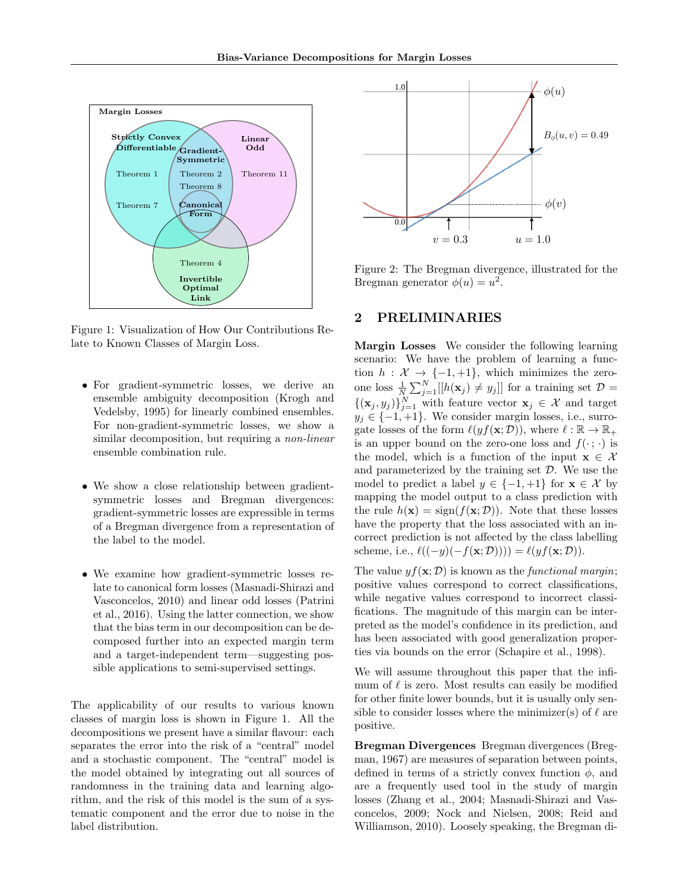Figure 1: Visualization of How Our Contributions Relate to Known Classes of Margin Loss.

- For gradient-symmetric losses, we derive an ensemble ambiguity decomposition (Krogh and Vedelsby, 1995) for linearly combined ensembles. For non-gradient-symmetric losses, we show a similar decomposition, but requiring a *non-linear* ensemble combination rule.
- We show a close relationship between gradient-symmetric losses and Bregman divergences: gradient-symmetric losses are expressible in terms of a Bregman divergence from a representation of the label to the model.
- We examine how gradient-symmetric losses relate to canonical form losses (Masnadi-Shirazi and Vasconcelos, 2010) and linear odd losses (Patrini et al., 2016). Using the latter connection, we show that the bias term in our decomposition can be decomposed further into an expected margin term and a target-independent term—suggesting possible applications to semi-supervised settings.

The applicability of our results to various known classes of margin loss is shown in Figure 1. All the decompositions we present have a similar flavour: each separates the error into the risk of a "central" model and a stochastic component. The "central" model is the model obtained by integrating out all sources of randomness in the training data and learning algorithm, and the risk of this model is the sum of a systematic component and the error due to noise in the label distribution.

Figure 2: The Bregman divergence, illustrated for the Bregman generator $\phi(u) = u^2$.

## 2 PRELIMINARIES

**Margin Losses** We consider the following learning scenario: We have the problem of learning a function $h : \mathcal{X} \to \{-1, +1\}$, which minimizes the zero-one loss $\frac{1}{N}\sum_{j=1}^{N}[[h(\mathbf{x}_j) \neq y_j]]$ for a training set $\mathcal{D} = \{(\mathbf{x}_j, y_j)\}_{j=1}^{N}$ with feature vector $\mathbf{x}_j \in \mathcal{X}$ and target $y_j \in \{-1, +1\}$. We consider margin losses, i.e., surrogate losses of the form $\ell(yf(\mathbf{x}; \mathcal{D}))$, where $\ell : \mathbb{R} \to \mathbb{R}_+$ is an upper bound on the zero-one loss and $f(\cdot;\cdot)$ is the model, which is a function of the input $\mathbf{x} \in \mathcal{X}$ and parameterized by the training set $\mathcal{D}$. We use the model to predict a label $y \in \{-1, +1\}$ for $\mathbf{x} \in \mathcal{X}$ by mapping the model output to a class prediction with the rule $h(\mathbf{x}) = \text{sign}(f(\mathbf{x}; \mathcal{D}))$. Note that these losses have the property that the loss associated with an incorrect prediction is not affected by the class labelling scheme, i.e., $\ell((-y)(-f(\mathbf{x}; \mathcal{D}))) = \ell(yf(\mathbf{x}; \mathcal{D}))$.

The value $yf(\mathbf{x}; \mathcal{D})$ is known as the *functional margin*; positive values correspond to correct classifications, while negative values correspond to incorrect classifications. The magnitude of this margin can be interpreted as the model's confidence in its prediction, and has been associated with good generalization properties via bounds on the error (Schapire et al., 1998).

We will assume throughout this paper that the infimum of $\ell$ is zero. Most results can easily be modified for other finite lower bounds, but it is usually only sensible to consider losses where the minimizer(s) of $\ell$ are positive.

**Bregman Divergences** Bregman divergences (Bregman, 1967) are measures of separation between points, defined in terms of a strictly convex function $\phi$, and are a frequently used tool in the study of margin losses (Zhang et al., 2004; Masnadi-Shirazi and Vasconcelos, 2009; Nock and Nielsen, 2008; Reid and Williamson, 2010). Loosely speaking, the Bregman di-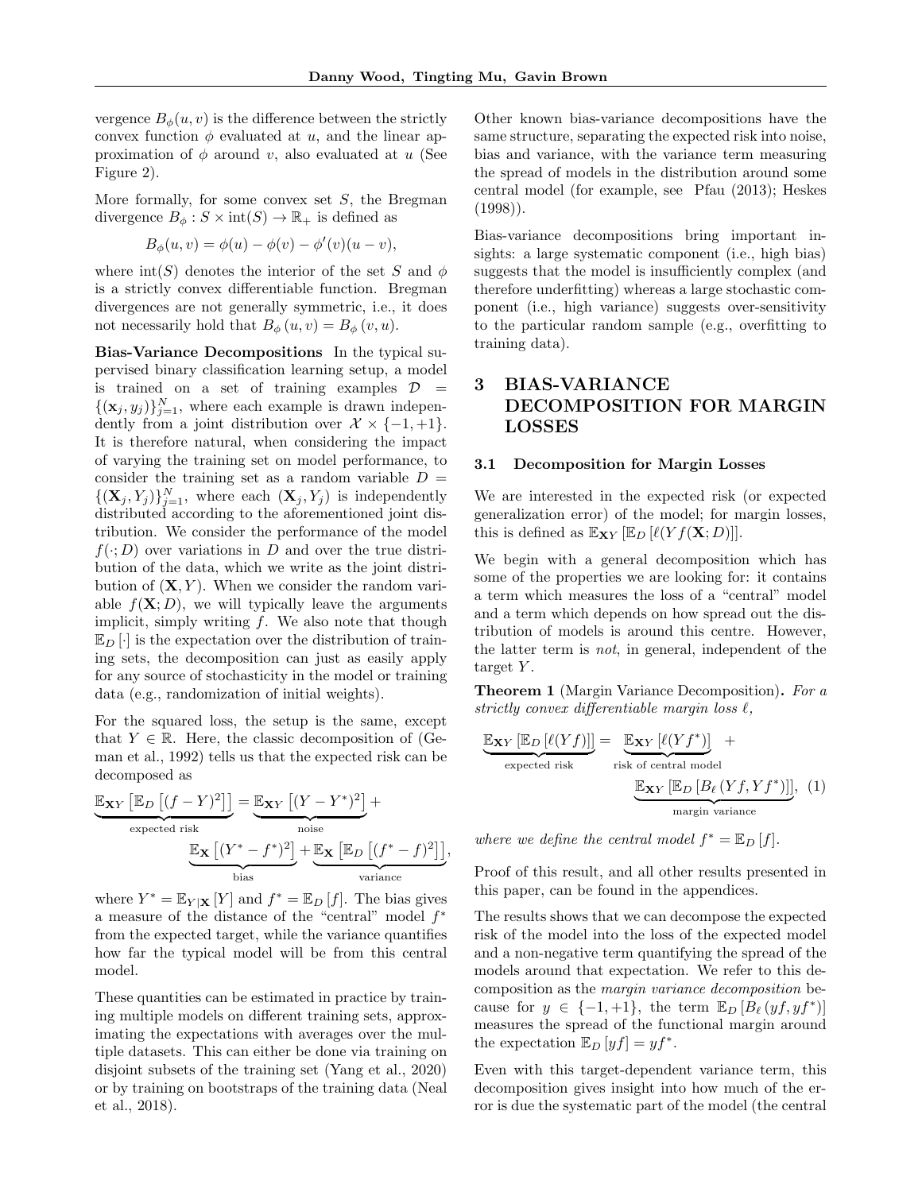vergence $B_\phi(u, v)$ is the difference between the strictly convex function $\phi$ evaluated at $u$, and the linear approximation of $\phi$ around $v$, also evaluated at $u$ (See Figure 2).

More formally, for some convex set $S$, the Bregman divergence $B_\phi : S \times \text{int}(S) \to \mathbb{R}_+$ is defined as

$$B_\phi(u, v) = \phi(u) - \phi(v) - \phi'(v)(u - v),$$

where $\text{int}(S)$ denotes the interior of the set $S$ and $\phi$ is a strictly convex differentiable function. Bregman divergences are not generally symmetric, i.e., it does not necessarily hold that $B_\phi(u, v) = B_\phi(v, u)$.

**Bias-Variance Decompositions** In the typical supervised binary classification learning setup, a model is trained on a set of training examples $\mathcal{D} = \{(\mathbf{x}_j, y_j)\}_{j=1}^N$, where each example is drawn independently from a joint distribution over $\mathcal{X} \times \{-1, +1\}$. It is therefore natural, when considering the impact of varying the training set on model performance, to consider the training set as a random variable $D = \{(\mathbf{X}_j, Y_j)\}_{j=1}^N$, where each $(\mathbf{X}_j, Y_j)$ is independently distributed according to the aforementioned joint distribution. We consider the performance of the model $f(\cdot; D)$ over variations in $D$ and over the true distribution of the data, which we write as the joint distribution of $(\mathbf{X}, Y)$. When we consider the random variable $f(\mathbf{X}; D)$, we will typically leave the arguments implicit, simply writing $f$. We also note that though $\mathbb{E}_D[\cdot]$ is the expectation over the distribution of training sets, the decomposition can just as easily apply for any source of stochasticity in the model or training data (e.g., randomization of initial weights).

For the squared loss, the setup is the same, except that $Y \in \mathbb{R}$. Here, the classic decomposition of (Geman et al., 1992) tells us that the expected risk can be decomposed as

$$\underbrace{\mathbb{E}_{\mathbf{X}Y}\left[\mathbb{E}_D\left[(f - Y)^2\right]\right]}_{\text{expected risk}} = \underbrace{\mathbb{E}_{\mathbf{X}Y}\left[(Y - Y^*)^2\right]}_{\text{noise}} + \underbrace{\mathbb{E}_{\mathbf{X}}\left[(Y^* - f^*)^2\right]}_{\text{bias}} + \underbrace{\mathbb{E}_{\mathbf{X}}\left[\mathbb{E}_D\left[(f^* - f)^2\right]\right]}_{\text{variance}},$$

where $Y^* = \mathbb{E}_{Y|\mathbf{X}}[Y]$ and $f^* = \mathbb{E}_D[f]$. The bias gives a measure of the distance of the "central" model $f^*$ from the expected target, while the variance quantifies how far the typical model will be from this central model.

These quantities can be estimated in practice by training multiple models on different training sets, approximating the expectations with averages over the multiple datasets. This can either be done via training on disjoint subsets of the training set (Yang et al., 2020) or by training on bootstraps of the training data (Neal et al., 2018).

Other known bias-variance decompositions have the same structure, separating the expected risk into noise, bias and variance, with the variance term measuring the spread of models in the distribution around some central model (for example, see Pfau (2013); Heskes (1998)).

Bias-variance decompositions bring important insights: a large systematic component (i.e., high bias) suggests that the model is insufficiently complex (and therefore underfitting) whereas a large stochastic component (i.e., high variance) suggests over-sensitivity to the particular random sample (e.g., overfitting to training data).

# 3 BIAS-VARIANCE DECOMPOSITION FOR MARGIN LOSSES

## 3.1 Decomposition for Margin Losses

We are interested in the expected risk (or expected generalization error) of the model; for margin losses, this is defined as $\mathbb{E}_{\mathbf{X}Y}\left[\mathbb{E}_D\left[\ell(Yf(\mathbf{X}; D))\right]\right]$.

We begin with a general decomposition which has some of the properties we are looking for: it contains a term which measures the loss of a "central" model and a term which depends on how spread out the distribution of models is around this centre. However, the latter term is *not*, in general, independent of the target $Y$.

**Theorem 1** (Margin Variance Decomposition)**.** *For a strictly convex differentiable margin loss $\ell$,*

$$\underbrace{\mathbb{E}_{\mathbf{X}Y}\left[\mathbb{E}_D\left[\ell(Yf)\right]\right]}_{\text{expected risk}} = \underbrace{\mathbb{E}_{\mathbf{X}Y}\left[\ell(Yf^*)\right]}_{\text{risk of central model}} + \underbrace{\mathbb{E}_{\mathbf{X}Y}\left[\mathbb{E}_D\left[B_\ell\left(Yf, Yf^*\right)\right]\right]}_{\text{margin variance}}, \quad (1)$$

*where we define the central model $f^* = \mathbb{E}_D[f]$.*

Proof of this result, and all other results presented in this paper, can be found in the appendices.

The results shows that we can decompose the expected risk of the model into the loss of the expected model and a non-negative term quantifying the spread of the models around that expectation. We refer to this decomposition as the *margin variance decomposition* because for $y \in \{-1, +1\}$, the term $\mathbb{E}_D\left[B_\ell\left(yf, yf^*\right)\right]$ measures the spread of the functional margin around the expectation $\mathbb{E}_D[yf] = yf^*$.

Even with this target-dependent variance term, this decomposition gives insight into how much of the error is due the systematic part of the model (the central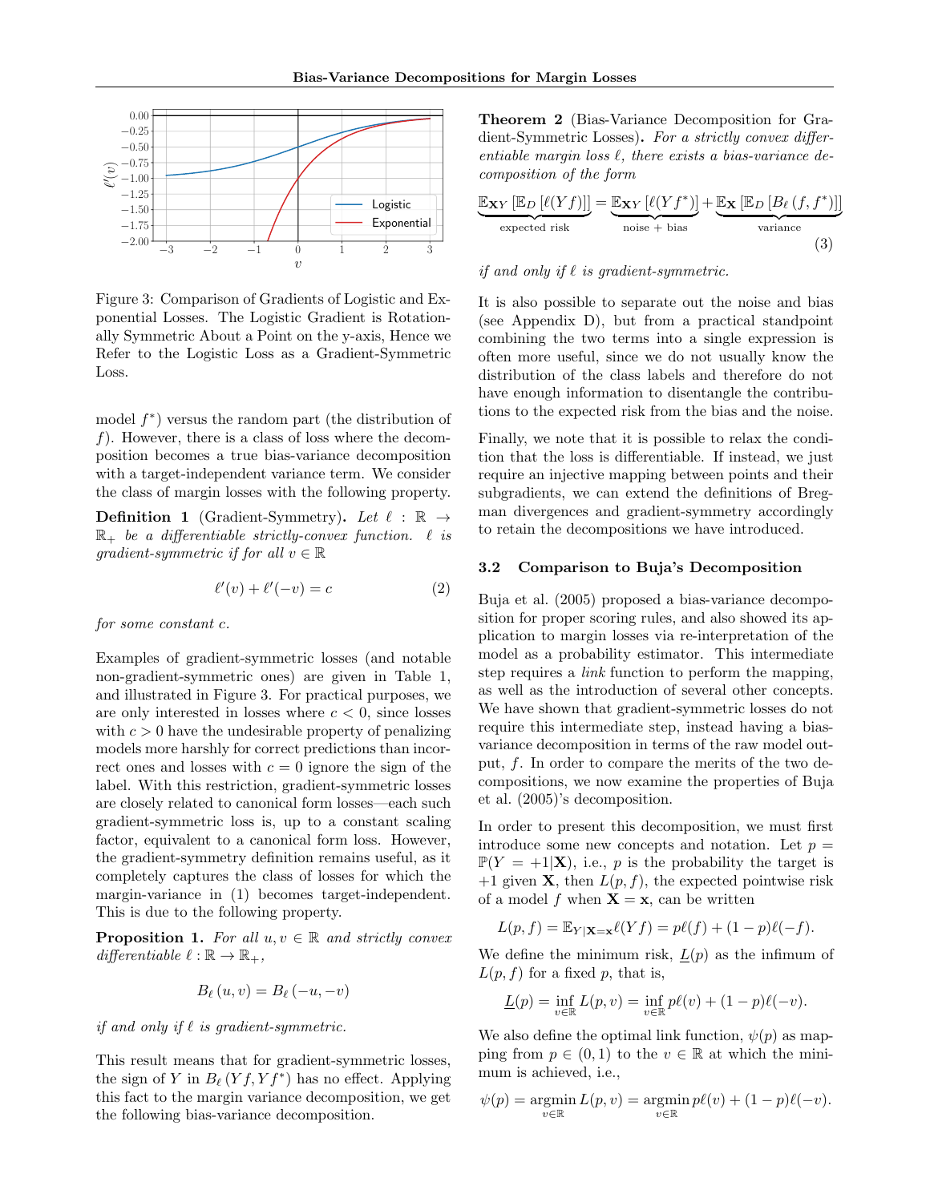Figure 3: Comparison of Gradients of Logistic and Exponential Losses. The Logistic Gradient is Rotationally Symmetric About a Point on the y-axis, Hence we Refer to the Logistic Loss as a Gradient-Symmetric Loss.

model $f^*$) versus the random part (the distribution of $f$). However, there is a class of loss where the decomposition becomes a true bias-variance decomposition with a target-independent variance term. We consider the class of margin losses with the following property.

**Definition 1** (Gradient-Symmetry)**.** *Let $\ell : \mathbb{R} \to \mathbb{R}_+$ be a differentiable strictly-convex function. $\ell$ is gradient-symmetric if for all $v \in \mathbb{R}$*

$$\ell'(v) + \ell'(-v) = c \tag{2}$$

*for some constant $c$.*

Examples of gradient-symmetric losses (and notable non-gradient-symmetric ones) are given in Table 1, and illustrated in Figure 3. For practical purposes, we are only interested in losses where $c < 0$, since losses with $c > 0$ have the undesirable property of penalizing models more harshly for correct predictions than incorrect ones and losses with $c = 0$ ignore the sign of the label. With this restriction, gradient-symmetric losses are closely related to canonical form losses—each such gradient-symmetric loss is, up to a constant scaling factor, equivalent to a canonical form loss. However, the gradient-symmetry definition remains useful, as it completely captures the class of losses for which the margin-variance in (1) becomes target-independent. This is due to the following property.

**Proposition 1.** *For all $u, v \in \mathbb{R}$ and strictly convex differentiable $\ell : \mathbb{R} \to \mathbb{R}_+$,*

$$B_\ell(u, v) = B_\ell(-u, -v)$$

*if and only if $\ell$ is gradient-symmetric.*

This result means that for gradient-symmetric losses, the sign of $Y$ in $B_\ell(Yf, Yf^*)$ has no effect. Applying this fact to the margin variance decomposition, we get the following bias-variance decomposition.

**Theorem 2** (Bias-Variance Decomposition for Gradient-Symmetric Losses)**.** *For a strictly convex differentiable margin loss $\ell$, there exists a bias-variance decomposition of the form*

$$\underbrace{\mathbb{E}_{\mathbf{X}Y}\left[\mathbb{E}_D\left[\ell(Yf)\right]\right]}_{\text{expected risk}} = \underbrace{\mathbb{E}_{\mathbf{X}Y}\left[\ell(Yf^*)\right]}_{\text{noise + bias}} + \underbrace{\mathbb{E}_{\mathbf{X}}\left[\mathbb{E}_D\left[B_\ell\left(f, f^*\right)\right]\right]}_{\text{variance}} \tag{3}$$

*if and only if $\ell$ is gradient-symmetric.*

It is also possible to separate out the noise and bias (see Appendix D), but from a practical standpoint combining the two terms into a single expression is often more useful, since we do not usually know the distribution of the class labels and therefore do not have enough information to disentangle the contributions to the expected risk from the bias and the noise.

Finally, we note that it is possible to relax the condition that the loss is differentiable. If instead, we just require an injective mapping between points and their subgradients, we can extend the definitions of Bregman divergences and gradient-symmetry accordingly to retain the decompositions we have introduced.

### 3.2 Comparison to Buja's Decomposition

Buja et al. (2005) proposed a bias-variance decomposition for proper scoring rules, and also showed its application to margin losses via re-interpretation of the model as a probability estimator. This intermediate step requires a *link* function to perform the mapping, as well as the introduction of several other concepts. We have shown that gradient-symmetric losses do not require this intermediate step, instead having a bias-variance decomposition in terms of the raw model output, $f$. In order to compare the merits of the two decompositions, we now examine the properties of Buja et al. (2005)'s decomposition.

In order to present this decomposition, we must first introduce some new concepts and notation. Let $p = \mathbb{P}(Y = +1|\mathbf{X})$, i.e., $p$ is the probability the target is $+1$ given $\mathbf{X}$, then $L(p, f)$, the expected pointwise risk of a model $f$ when $\mathbf{X} = \mathbf{x}$, can be written

$$L(p, f) = \mathbb{E}_{Y|\mathbf{X}=\mathbf{x}}\ell(Yf) = p\ell(f) + (1-p)\ell(-f).$$

We define the minimum risk, $\underline{L}(p)$ as the infimum of $L(p, f)$ for a fixed $p$, that is,

$$\underline{L}(p) = \inf_{v \in \mathbb{R}} L(p, v) = \inf_{v \in \mathbb{R}} p\ell(v) + (1-p)\ell(-v).$$

We also define the optimal link function, $\psi(p)$ as mapping from $p \in (0, 1)$ to the $v \in \mathbb{R}$ at which the minimum is achieved, i.e.,

$$\psi(p) = \underset{v \in \mathbb{R}}{\operatorname{argmin}}\, L(p, v) = \underset{v \in \mathbb{R}}{\operatorname{argmin}}\, p\ell(v) + (1-p)\ell(-v).$$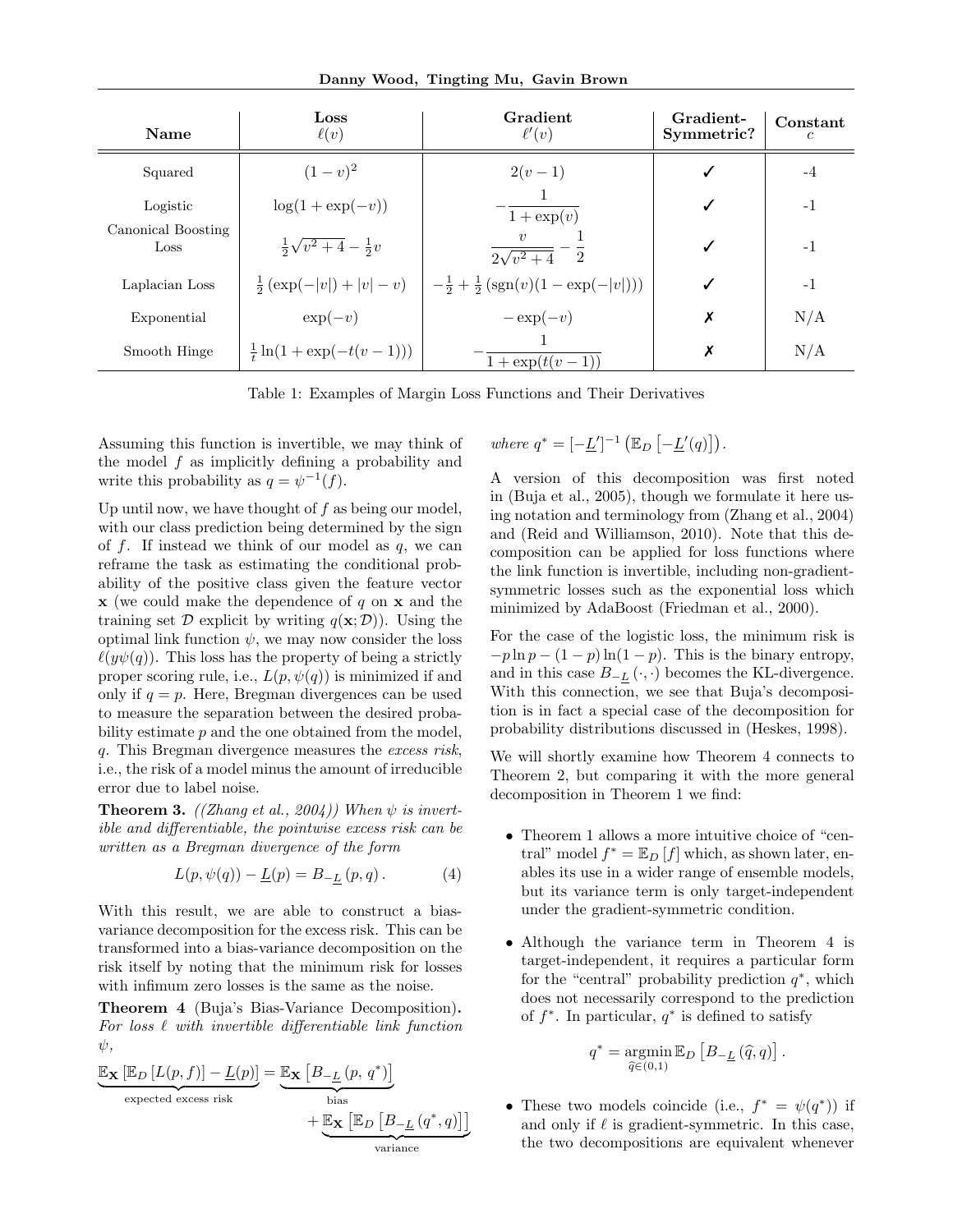| Name | Loss $\ell(v)$ | Gradient $\ell'(v)$ | Gradient-Symmetric? | Constant $c$ |
|---|---|---|---|---|
| Squared | $(1-v)^2$ | $2(v-1)$ | ✓ | -4 |
| Logistic | $\log(1+\exp(-v))$ | $-\dfrac{1}{1+\exp(v)}$ | ✓ | -1 |
| Canonical Boosting Loss | $\frac{1}{2}\sqrt{v^2+4}-\frac{1}{2}v$ | $\dfrac{v}{2\sqrt{v^2+4}}-\dfrac{1}{2}$ | ✓ | -1 |
| Laplacian Loss | $\frac{1}{2}\left(\exp(-\lvert v\rvert)+\lvert v\rvert-v\right)$ | $-\frac{1}{2}+\frac{1}{2}\left(\operatorname{sgn}(v)(1-\exp(-\lvert v\rvert))\right)$ | ✓ | -1 |
| Exponential | $\exp(-v)$ | $-\exp(-v)$ | ✗ | N/A |
| Smooth Hinge | $\frac{1}{t}\ln(1+\exp(-t(v-1)))$ | $-\dfrac{1}{1+\exp(t(v-1))}$ | ✗ | N/A |

Table 1: Examples of Margin Loss Functions and Their Derivatives

Assuming this function is invertible, we may think of the model $f$ as implicitly defining a probability and write this probability as $q = \psi^{-1}(f)$.

Up until now, we have thought of $f$ as being our model, with our class prediction being determined by the sign of $f$. If instead we think of our model as $q$, we can reframe the task as estimating the conditional probability of the positive class given the feature vector $\mathbf{x}$ (we could make the dependence of $q$ on $\mathbf{x}$ and the training set $\mathcal{D}$ explicit by writing $q(\mathbf{x}; \mathcal{D})$). Using the optimal link function $\psi$, we may now consider the loss $\ell(y\psi(q))$. This loss has the property of being a strictly proper scoring rule, i.e., $L(p, \psi(q))$ is minimized if and only if $q = p$. Here, Bregman divergences can be used to measure the separation between the desired probability estimate $p$ and the one obtained from the model, $q$. This Bregman divergence measures the *excess risk*, i.e., the risk of a model minus the amount of irreducible error due to label noise.

**Theorem 3.** *((Zhang et al., 2004)) When $\psi$ is invertible and differentiable, the pointwise excess risk can be written as a Bregman divergence of the form*

$$L(p, \psi(q)) - \underline{L}(p) = B_{-\underline{L}}\left(p, q\right). \tag{4}$$

With this result, we are able to construct a bias-variance decomposition for the excess risk. This can be transformed into a bias-variance decomposition on the risk itself by noting that the minimum risk for losses with infimum zero losses is the same as the noise.

**Theorem 4** (Buja's Bias-Variance Decomposition)**.** *For loss $\ell$ with invertible differentiable link function $\psi$,*

$$\underbrace{\mathbb{E}_{\mathbf{X}}\left[\mathbb{E}_D\left[L(p,f)\right] - \underline{L}(p)\right]}_{\text{expected excess risk}} = \underbrace{\mathbb{E}_{\mathbf{X}}\left[B_{-\underline{L}}\left(p,\, q^*\right)\right]}_{\text{bias}} + \underbrace{\mathbb{E}_{\mathbf{X}}\left[\mathbb{E}_D\left[B_{-\underline{L}}\left(q^*, q\right)\right]\right]}_{\text{variance}}$$

*where $q^* = [-\underline{L}']^{-1}\left(\mathbb{E}_D\left[-\underline{L}'(q)\right]\right)$.*

A version of this decomposition was first noted in (Buja et al., 2005), though we formulate it here using notation and terminology from (Zhang et al., 2004) and (Reid and Williamson, 2010). Note that this decomposition can be applied for loss functions where the link function is invertible, including non-gradient-symmetric losses such as the exponential loss which minimized by AdaBoost (Friedman et al., 2000).

For the case of the logistic loss, the minimum risk is $-p\ln p - (1-p)\ln(1-p)$. This is the binary entropy, and in this case $B_{-\underline{L}}(\cdot, \cdot)$ becomes the KL-divergence. With this connection, we see that Buja's decomposition is in fact a special case of the decomposition for probability distributions discussed in (Heskes, 1998).

We will shortly examine how Theorem 4 connects to Theorem 2, but comparing it with the more general decomposition in Theorem 1 we find:

- Theorem 1 allows a more intuitive choice of "central" model $f^* = \mathbb{E}_D[f]$ which, as shown later, enables its use in a wider range of ensemble models, but its variance term is only target-independent under the gradient-symmetric condition.
- Although the variance term in Theorem 4 is target-independent, it requires a particular form for the "central" probability prediction $q^*$, which does not necessarily correspond to the prediction of $f^*$. In particular, $q^*$ is defined to satisfy

$$q^* = \underset{\widehat{q}\in(0,1)}{\operatorname{argmin}}\, \mathbb{E}_D\left[B_{-\underline{L}}\left(\widehat{q}, q\right)\right].$$

- These two models coincide (i.e., $f^* = \psi(q^*)$) if and only if $\ell$ is gradient-symmetric. In this case, the two decompositions are equivalent whenever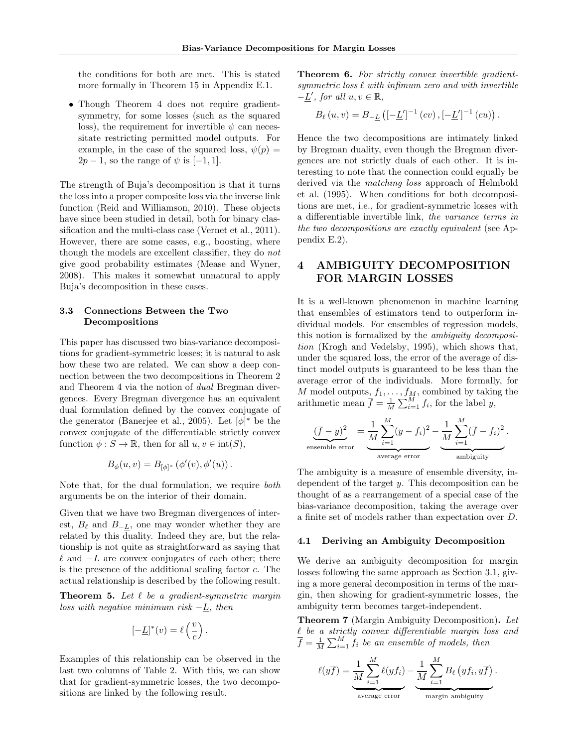the conditions for both are met. This is stated more formally in Theorem 15 in Appendix E.1.

- Though Theorem 4 does not require gradient-symmetry, for some losses (such as the squared loss), the requirement for invertible $\psi$ can necessitate restricting permitted model outputs. For example, in the case of the squared loss, $\psi(p) = 2p - 1$, so the range of $\psi$ is $[-1, 1]$.

The strength of Buja's decomposition is that it turns the loss into a proper composite loss via the inverse link function (Reid and Williamson, 2010). These objects have since been studied in detail, both for binary classification and the multi-class case (Vernet et al., 2011). However, there are some cases, e.g., boosting, where though the models are excellent classifier, they do *not* give good probability estimates (Mease and Wyner, 2008). This makes it somewhat unnatural to apply Buja's decomposition in these cases.

### 3.3 Connections Between the Two Decompositions

This paper has discussed two bias-variance decompositions for gradient-symmetric losses; it is natural to ask how these two are related. We can show a deep connection between the two decompositions in Theorem 2 and Theorem 4 via the notion of *dual* Bregman divergences. Every Bregman divergence has an equivalent dual formulation defined by the convex conjugate of the generator (Banerjee et al., 2005). Let $[\phi]^*$ be the convex conjugate of the differentiable strictly convex function $\phi : S \to \mathbb{R}$, then for all $u, v \in \text{int}(S)$,

$$B_\phi(u, v) = B_{[\phi]^*}\left(\phi'(v), \phi'(u)\right).$$

Note that, for the dual formulation, we require *both* arguments be on the interior of their domain.

Given that we have two Bregman divergences of interest, $B_\ell$ and $B_{-\underline{L}}$, one may wonder whether they are related by this duality. Indeed they are, but the relationship is not quite as straightforward as saying that $\ell$ and $-\underline{L}$ are convex conjugates of each other; there is the presence of the additional scaling factor $c$. The actual relationship is described by the following result.

**Theorem 5.** *Let $\ell$ be a gradient-symmetric margin loss with negative minimum risk $-\underline{L}$, then*

$$[-\underline{L}]^*(v) = \ell\left(\frac{v}{c}\right).$$

Examples of this relationship can be observed in the last two columns of Table 2. With this, we can show that for gradient-symmetric losses, the two decompositions are linked by the following result.

**Theorem 6.** *For strictly convex invertible gradient-symmetric loss $\ell$ with infimum zero and with invertible $-\underline{L}'$, for all $u, v \in \mathbb{R}$,*

$$B_\ell(u, v) = B_{-\underline{L}}\left([-\underline{L}']^{-1}(cv), [-\underline{L}']^{-1}(cu)\right).$$

Hence the two decompositions are intimately linked by Bregman duality, even though the Bregman divergences are not strictly duals of each other. It is interesting to note that the connection could equally be derived via the *matching loss* approach of Helmbold et al. (1995). When conditions for both decompositions are met, i.e., for gradient-symmetric losses with a differentiable invertible link, *the variance terms in the two decompositions are exactly equivalent* (see Appendix E.2).

## 4 AMBIGUITY DECOMPOSITION FOR MARGIN LOSSES

It is a well-known phenomenon in machine learning that ensembles of estimators tend to outperform individual models. For ensembles of regression models, this notion is formalized by the *ambiguity decomposition* (Krogh and Vedelsby, 1995), which shows that, under the squared loss, the error of the average of distinct model outputs is guaranteed to be less than the average error of the individuals. More formally, for $M$ model outputs, $f_1, \ldots, f_M$, combined by taking the arithmetic mean $\overline{f} = \frac{1}{M}\sum_{i=1}^{M} f_i$, for the label $y$,

$$\underbrace{(\overline{f} - y)^2}_{\text{ensemble error}} = \underbrace{\frac{1}{M}\sum_{i=1}^{M}(y - f_i)^2}_{\text{average error}} - \underbrace{\frac{1}{M}\sum_{i=1}^{M}(\overline{f} - f_i)^2}_{\text{ambiguity}}.$$

The ambiguity is a measure of ensemble diversity, independent of the target $y$. This decomposition can be thought of as a rearrangement of a special case of the bias-variance decomposition, taking the average over a finite set of models rather than expectation over $D$.

### 4.1 Deriving an Ambiguity Decomposition

We derive an ambiguity decomposition for margin losses following the same approach as Section 3.1, giving a more general decomposition in terms of the margin, then showing for gradient-symmetric losses, the ambiguity term becomes target-independent.

**Theorem 7** (Margin Ambiguity Decomposition)**.** *Let $\ell$ be a strictly convex differentiable margin loss and $\overline{f} = \frac{1}{M}\sum_{i=1}^{M} f_i$ be an ensemble of models, then*

$$\ell(y\overline{f}) = \underbrace{\frac{1}{M}\sum_{i=1}^{M}\ell(yf_i)}_{\text{average error}} - \underbrace{\frac{1}{M}\sum_{i=1}^{M}B_\ell\left(yf_i, y\overline{f}\right)}_{\text{margin ambiguity}}.$$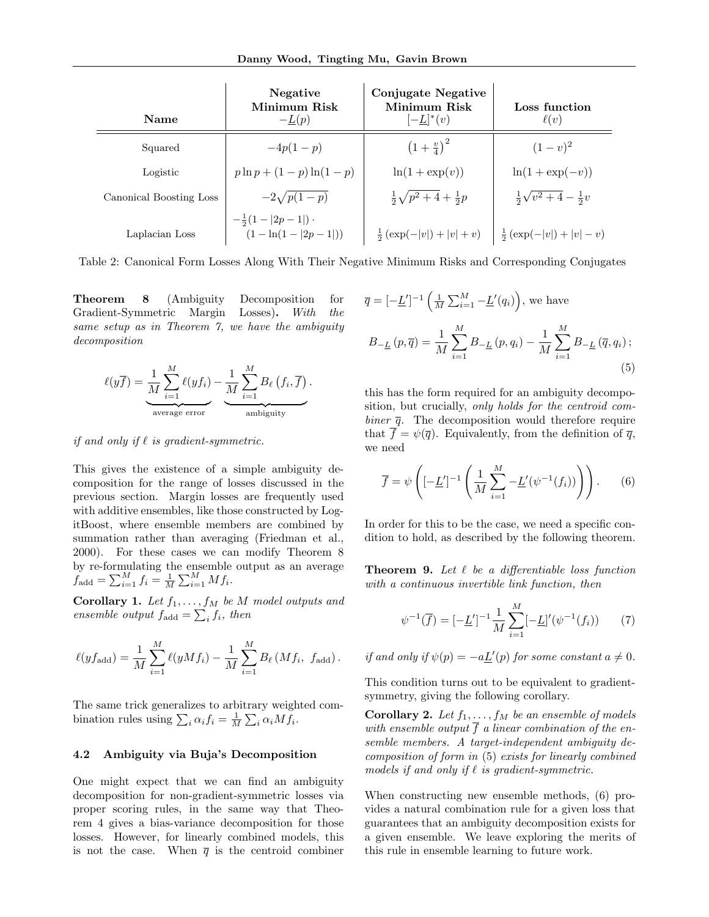| Name | Negative Minimum Risk $-\underline{L}(p)$ | Conjugate Negative Minimum Risk $[-\underline{L}]^*(v)$ | Loss function $\ell(v)$ |
|---|---|---|---|
| Squared | $-4p(1-p)$ | $\left(1+\frac{v}{4}\right)^2$ | $(1-v)^2$ |
| Logistic | $p\ln p + (1-p)\ln(1-p)$ | $\ln(1+\exp(v))$ | $\ln(1+\exp(-v))$ |
| Canonical Boosting Loss | $-2\sqrt{p(1-p)}$ | $\frac{1}{2}\sqrt{p^2+4}+\frac{1}{2}p$ | $\frac{1}{2}\sqrt{v^2+4}-\frac{1}{2}v$ |
| Laplacian Loss | $-\frac{1}{2}(1-\lvert 2p-1\rvert)\cdot (1-\ln(1-\lvert 2p-1\rvert))$ | $\frac{1}{2}\left(\exp(-\lvert v\rvert)+\lvert v\rvert+v\right)$ | $\frac{1}{2}\left(\exp(-\lvert v\rvert)+\lvert v\rvert-v\right)$ |

Table 2: Canonical Form Losses Along With Their Negative Minimum Risks and Corresponding Conjugates

**Theorem 8** (Ambiguity Decomposition for Gradient-Symmetric Margin Losses)**.** *With the same setup as in Theorem 7, we have the ambiguity decomposition*

$$\ell(y\overline{f}) = \underbrace{\frac{1}{M}\sum_{i=1}^{M}\ell(yf_i)}_{\text{average error}} - \underbrace{\frac{1}{M}\sum_{i=1}^{M}B_\ell\left(f_i,\overline{f}\right)}_{\text{ambiguity}}.$$

*if and only if $\ell$ is gradient-symmetric.*

This gives the existence of a simple ambiguity decomposition for the range of losses discussed in the previous section. Margin losses are frequently used with additive ensembles, like those constructed by LogitBoost, where ensemble members are combined by summation rather than averaging (Friedman et al., 2000). For these cases we can modify Theorem 8 by re-formulating the ensemble output as an average $f_{\text{add}} = \sum_{i=1}^{M} f_i = \frac{1}{M}\sum_{i=1}^{M} Mf_i$.

**Corollary 1.** *Let $f_1,\dots,f_M$ be $M$ model outputs and ensemble output $f_{\text{add}} = \sum_i f_i$, then*

$$\ell(yf_{\text{add}}) = \frac{1}{M}\sum_{i=1}^{M}\ell(yMf_i) - \frac{1}{M}\sum_{i=1}^{M}B_\ell\left(Mf_i,\ f_{\text{add}}\right).$$

The same trick generalizes to arbitrary weighted combination rules using $\sum_i \alpha_i f_i = \frac{1}{M}\sum_i \alpha_i M f_i$.

### 4.2 Ambiguity via Buja's Decomposition

One might expect that we can find an ambiguity decomposition for non-gradient-symmetric losses via proper scoring rules, in the same way that Theorem 4 gives a bias-variance decomposition for those losses. However, for linearly combined models, this is not the case. When $\overline{q}$ is the centroid combiner $\overline{q} = [-\underline{L}']^{-1}\left(\frac{1}{M}\sum_{i=1}^{M} -\underline{L}'(q_i)\right)$, we have

$$B_{-\underline{L}}\left(p,\overline{q}\right) = \frac{1}{M}\sum_{i=1}^{M}B_{-\underline{L}}\left(p,q_i\right) - \frac{1}{M}\sum_{i=1}^{M}B_{-\underline{L}}\left(\overline{q},q_i\right); \tag{5}$$

this has the form required for an ambiguity decomposition, but crucially, *only holds for the centroid combiner $\overline{q}$*. The decomposition would therefore require that $\overline{f} = \psi(\overline{q})$. Equivalently, from the definition of $\overline{q}$, we need

$$\overline{f} = \psi\left([-\underline{L}']^{-1}\left(\frac{1}{M}\sum_{i=1}^{M} -\underline{L}'(\psi^{-1}(f_i))\right)\right). \tag{6}$$

In order for this to be the case, we need a specific condition to hold, as described by the following theorem.

**Theorem 9.** *Let $\ell$ be a differentiable loss function with a continuous invertible link function, then*

$$\psi^{-1}(\overline{f}) = [-\underline{L}']^{-1}\frac{1}{M}\sum_{i=1}^{M}[-\underline{L}]'(\psi^{-1}(f_i)) \tag{7}$$

*if and only if $\psi(p) = -a\underline{L}'(p)$ for some constant $a \neq 0$.*

This condition turns out to be equivalent to gradient-symmetry, giving the following corollary.

**Corollary 2.** *Let $f_1,\dots,f_M$ be an ensemble of models with ensemble output $\overline{f}$ a linear combination of the ensemble members. A target-independent ambiguity decomposition of form in (5) exists for linearly combined models if and only if $\ell$ is gradient-symmetric.*

When constructing new ensemble methods, (6) provides a natural combination rule for a given loss that guarantees that an ambiguity decomposition exists for a given ensemble. We leave exploring the merits of this rule in ensemble learning to future work.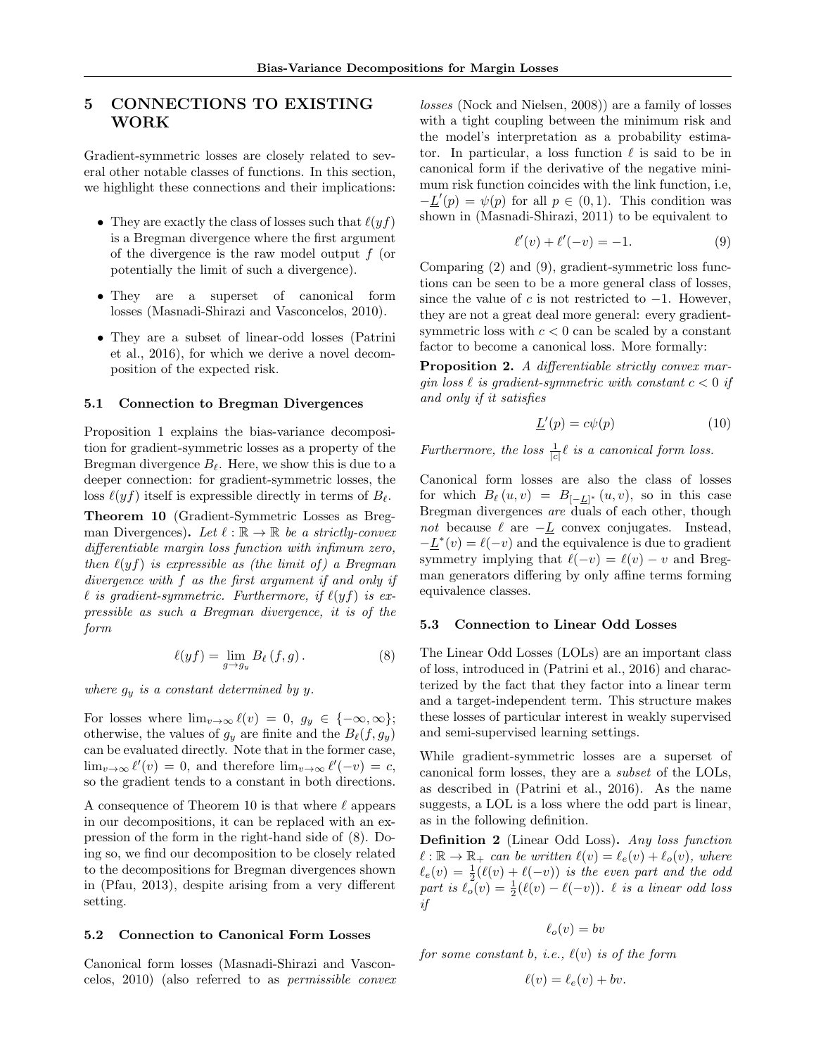## 5 CONNECTIONS TO EXISTING WORK

Gradient-symmetric losses are closely related to several other notable classes of functions. In this section, we highlight these connections and their implications:

- They are exactly the class of losses such that $\ell(yf)$ is a Bregman divergence where the first argument of the divergence is the raw model output $f$ (or potentially the limit of such a divergence).
- They are a superset of canonical form losses (Masnadi-Shirazi and Vasconcelos, 2010).
- They are a subset of linear-odd losses (Patrini et al., 2016), for which we derive a novel decomposition of the expected risk.

### 5.1 Connection to Bregman Divergences

Proposition 1 explains the bias-variance decomposition for gradient-symmetric losses as a property of the Bregman divergence $B_\ell$. Here, we show this is due to a deeper connection: for gradient-symmetric losses, the loss $\ell(yf)$ itself is expressible directly in terms of $B_\ell$.

**Theorem 10** (Gradient-Symmetric Losses as Bregman Divergences)**.** *Let $\ell : \mathbb{R} \to \mathbb{R}$ be a strictly-convex differentiable margin loss function with infimum zero, then $\ell(yf)$ is expressible as (the limit of) a Bregman divergence with $f$ as the first argument if and only if $\ell$ is gradient-symmetric. Furthermore, if $\ell(yf)$ is expressible as such a Bregman divergence, it is of the form*

$$\ell(yf) = \lim_{g \to g_y} B_\ell\left(f, g\right). \tag{8}$$

*where $g_y$ is a constant determined by $y$.*

For losses where $\lim_{v\to\infty} \ell(v) = 0$, $g_y \in \{-\infty, \infty\}$; otherwise, the values of $g_y$ are finite and the $B_\ell(f, g_y)$ can be evaluated directly. Note that in the former case, $\lim_{v\to\infty} \ell'(v) = 0$, and therefore $\lim_{v\to\infty} \ell'(-v) = c$, so the gradient tends to a constant in both directions.

A consequence of Theorem 10 is that where $\ell$ appears in our decompositions, it can be replaced with an expression of the form in the right-hand side of (8). Doing so, we find our decomposition to be closely related to the decompositions for Bregman divergences shown in (Pfau, 2013), despite arising from a very different setting.

### 5.2 Connection to Canonical Form Losses

Canonical form losses (Masnadi-Shirazi and Vasconcelos, 2010) (also referred to as *permissible convex losses* (Nock and Nielsen, 2008)) are a family of losses with a tight coupling between the minimum risk and the model's interpretation as a probability estimator. In particular, a loss function $\ell$ is said to be in canonical form if the derivative of the negative minimum risk function coincides with the link function, i.e, $-\underline{L}'(p) = \psi(p)$ for all $p \in (0, 1)$. This condition was shown in (Masnadi-Shirazi, 2011) to be equivalent to

$$\ell'(v) + \ell'(-v) = -1. \tag{9}$$

Comparing (2) and (9), gradient-symmetric loss functions can be seen to be a more general class of losses, since the value of $c$ is not restricted to $-1$. However, they are not a great deal more general: every gradient-symmetric loss with $c < 0$ can be scaled by a constant factor to become a canonical loss. More formally:

**Proposition 2.** *A differentiable strictly convex margin loss $\ell$ is gradient-symmetric with constant $c < 0$ if and only if it satisfies*

$$\underline{L}'(p) = c\psi(p) \tag{10}$$

*Furthermore, the loss $\frac{1}{|c|}\ell$ is a canonical form loss.*

Canonical form losses are also the class of losses for which $B_\ell\left(u, v\right) = B_{[-\underline{L}]^*}\left(u, v\right)$, so in this case Bregman divergences *are* duals of each other, though *not* because $\ell$ are $-\underline{L}$ convex conjugates. Instead, $-\underline{L}^*(v) = \ell(-v)$ and the equivalence is due to gradient symmetry implying that $\ell(-v) = \ell(v) - v$ and Bregman generators differing by only affine terms forming equivalence classes.

### 5.3 Connection to Linear Odd Losses

The Linear Odd Losses (LOLs) are an important class of loss, introduced in (Patrini et al., 2016) and characterized by the fact that they factor into a linear term and a target-independent term. This structure makes these losses of particular interest in weakly supervised and semi-supervised learning settings.

While gradient-symmetric losses are a superset of canonical form losses, they are a *subset* of the LOLs, as described in (Patrini et al., 2016). As the name suggests, a LOL is a loss where the odd part is linear, as in the following definition.

**Definition 2** (Linear Odd Loss)**.** *Any loss function $\ell : \mathbb{R} \to \mathbb{R}_+$ can be written $\ell(v) = \ell_e(v) + \ell_o(v)$, where $\ell_e(v) = \frac{1}{2}(\ell(v) + \ell(-v))$ is the even part and the odd part is $\ell_o(v) = \frac{1}{2}(\ell(v) - \ell(-v))$. $\ell$ is a linear odd loss if*

$$\ell_o(v) = bv$$

*for some constant b, i.e., $\ell(v)$ is of the form*

$$\ell(v) = \ell_e(v) + bv.$$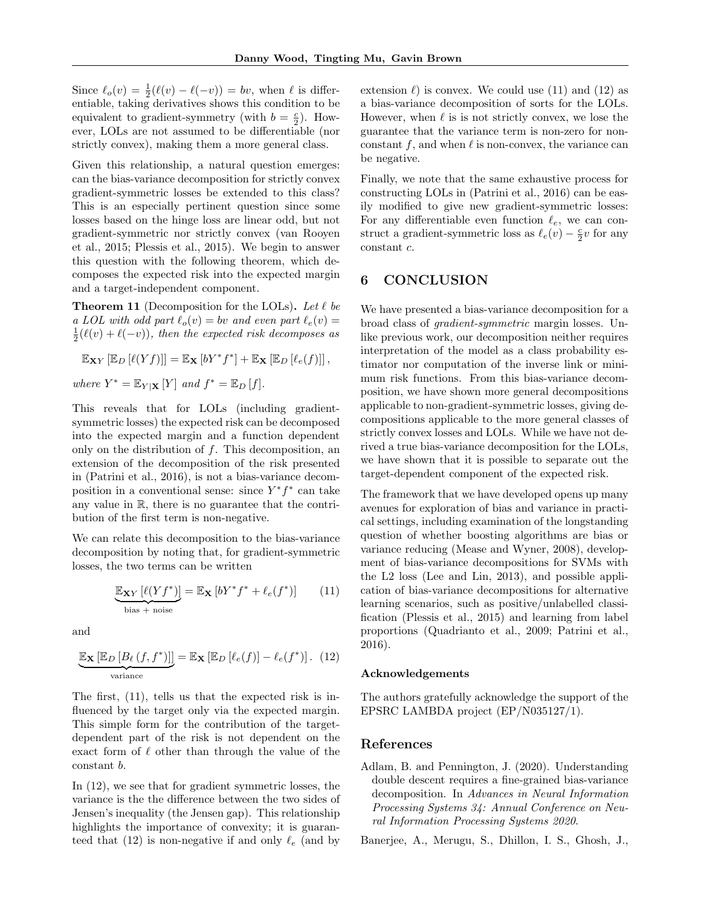Since $\ell_o(v) = \frac{1}{2}(\ell(v) - \ell(-v)) = bv$, when $\ell$ is differentiable, taking derivatives shows this condition to be equivalent to gradient-symmetry (with $b = \frac{c}{2}$). However, LOLs are not assumed to be differentiable (nor strictly convex), making them a more general class.

Given this relationship, a natural question emerges: can the bias-variance decomposition for strictly convex gradient-symmetric losses be extended to this class? This is an especially pertinent question since some losses based on the hinge loss are linear odd, but not gradient-symmetric nor strictly convex (van Rooyen et al., 2015; Plessis et al., 2015). We begin to answer this question with the following theorem, which decomposes the expected risk into the expected margin and a target-independent component.

**Theorem 11** (Decomposition for the LOLs)**.** *Let $\ell$ be a LOL with odd part $\ell_o(v) = bv$ and even part $\ell_e(v) = \frac{1}{2}(\ell(v) + \ell(-v))$, then the expected risk decomposes as*

$$\mathbb{E}_{\mathbf{X}Y}\left[\mathbb{E}_D\left[\ell(Yf)\right]\right] = \mathbb{E}_{\mathbf{X}}\left[bY^*f^*\right] + \mathbb{E}_{\mathbf{X}}\left[\mathbb{E}_D\left[\ell_e(f)\right]\right],$$

*where $Y^* = \mathbb{E}_{Y|\mathbf{X}}[Y]$ and $f^* = \mathbb{E}_D[f]$.*

This reveals that for LOLs (including gradient-symmetric losses) the expected risk can be decomposed into the expected margin and a function dependent only on the distribution of $f$. This decomposition, an extension of the decomposition of the risk presented in (Patrini et al., 2016), is not a bias-variance decomposition in a conventional sense: since $Y^*f^*$ can take any value in $\mathbb{R}$, there is no guarantee that the contribution of the first term is non-negative.

We can relate this decomposition to the bias-variance decomposition by noting that, for gradient-symmetric losses, the two terms can be written

$$\underbrace{\mathbb{E}_{\mathbf{X}Y}\left[\ell(Yf^*)\right]}_{\text{bias + noise}} = \mathbb{E}_{\mathbf{X}}\left[bY^*f^* + \ell_e(f^*)\right] \qquad (11)$$

and

$$\underbrace{\mathbb{E}_{\mathbf{X}}\left[\mathbb{E}_D\left[B_\ell\left(f, f^*\right)\right]\right]}_{\text{variance}} = \mathbb{E}_{\mathbf{X}}\left[\mathbb{E}_D\left[\ell_e(f)\right] - \ell_e(f^*)\right]. \quad (12)$$

The first, (11), tells us that the expected risk is influenced by the target only via the expected margin. This simple form for the contribution of the target-dependent part of the risk is not dependent on the exact form of $\ell$ other than through the value of the constant $b$.

In (12), we see that for gradient symmetric losses, the variance is the the difference between the two sides of Jensen's inequality (the Jensen gap). This relationship highlights the importance of convexity; it is guaranteed that (12) is non-negative if and only $\ell_e$ (and by extension $\ell$) is convex. We could use (11) and (12) as a bias-variance decomposition of sorts for the LOLs. However, when $\ell$ is is not strictly convex, we lose the guarantee that the variance term is non-zero for non-constant $f$, and when $\ell$ is non-convex, the variance can be negative.

Finally, we note that the same exhaustive process for constructing LOLs in (Patrini et al., 2016) can be easily modified to give new gradient-symmetric losses: For any differentiable even function $\ell_e$, we can construct a gradient-symmetric loss as $\ell_e(v) - \frac{c}{2}v$ for any constant $c$.

## 6 CONCLUSION

We have presented a bias-variance decomposition for a broad class of *gradient-symmetric* margin losses. Unlike previous work, our decomposition neither requires interpretation of the model as a class probability estimator nor computation of the inverse link or minimum risk functions. From this bias-variance decomposition, we have shown more general decompositions applicable to non-gradient-symmetric losses, giving decompositions applicable to the more general classes of strictly convex losses and LOLs. While we have not derived a true bias-variance decomposition for the LOLs, we have shown that it is possible to separate out the target-dependent component of the expected risk.

The framework that we have developed opens up many avenues for exploration of bias and variance in practical settings, including examination of the longstanding question of whether boosting algorithms are bias or variance reducing (Mease and Wyner, 2008), development of bias-variance decompositions for SVMs with the L2 loss (Lee and Lin, 2013), and possible application of bias-variance decompositions for alternative learning scenarios, such as positive/unlabelled classification (Plessis et al., 2015) and learning from label proportions (Quadrianto et al., 2009; Patrini et al., 2016).

#### Acknowledgements

The authors gratefully acknowledge the support of the EPSRC LAMBDA project (EP/N035127/1).

## References

Adlam, B. and Pennington, J. (2020). Understanding double descent requires a fine-grained bias-variance decomposition. In *Advances in Neural Information Processing Systems 34: Annual Conference on Neural Information Processing Systems 2020*.

Banerjee, A., Merugu, S., Dhillon, I. S., Ghosh, J.,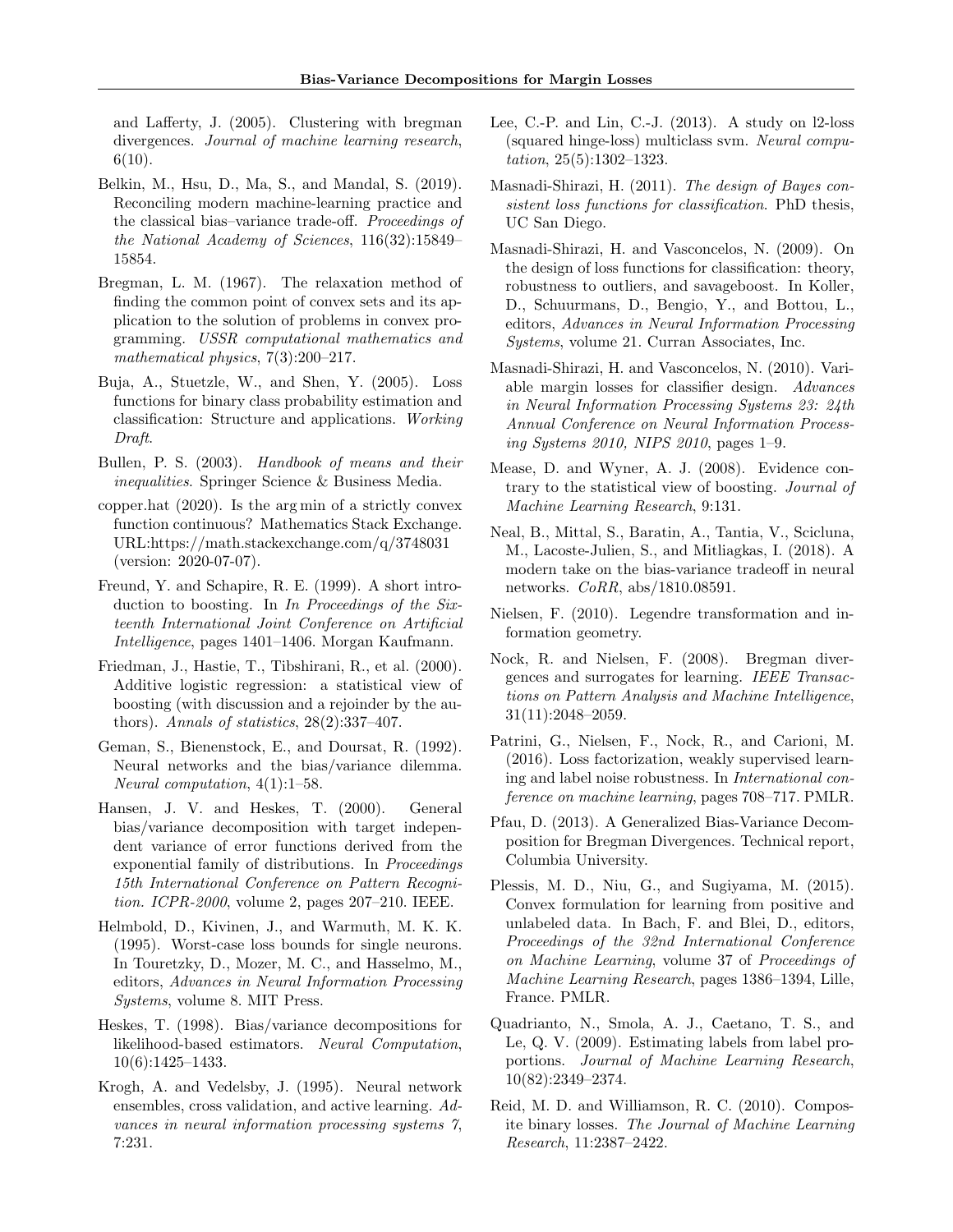and Lafferty, J. (2005). Clustering with bregman divergences. *Journal of machine learning research*, 6(10).

Belkin, M., Hsu, D., Ma, S., and Mandal, S. (2019). Reconciling modern machine-learning practice and the classical bias–variance trade-off. *Proceedings of the National Academy of Sciences*, 116(32):15849–15854.

Bregman, L. M. (1967). The relaxation method of finding the common point of convex sets and its application to the solution of problems in convex programming. *USSR computational mathematics and mathematical physics*, 7(3):200–217.

Buja, A., Stuetzle, W., and Shen, Y. (2005). Loss functions for binary class probability estimation and classification: Structure and applications. *Working Draft*.

Bullen, P. S. (2003). *Handbook of means and their inequalities*. Springer Science & Business Media.

copper.hat (2020). Is the arg min of a strictly convex function continuous? Mathematics Stack Exchange. URL:https://math.stackexchange.com/q/3748031 (version: 2020-07-07).

Freund, Y. and Schapire, R. E. (1999). A short introduction to boosting. In *In Proceedings of the Sixteenth International Joint Conference on Artificial Intelligence*, pages 1401–1406. Morgan Kaufmann.

Friedman, J., Hastie, T., Tibshirani, R., et al. (2000). Additive logistic regression: a statistical view of boosting (with discussion and a rejoinder by the authors). *Annals of statistics*, 28(2):337–407.

Geman, S., Bienenstock, E., and Doursat, R. (1992). Neural networks and the bias/variance dilemma. *Neural computation*, 4(1):1–58.

Hansen, J. V. and Heskes, T. (2000). General bias/variance decomposition with target independent variance of error functions derived from the exponential family of distributions. In *Proceedings 15th International Conference on Pattern Recognition. ICPR-2000*, volume 2, pages 207–210. IEEE.

Helmbold, D., Kivinen, J., and Warmuth, M. K. K. (1995). Worst-case loss bounds for single neurons. In Touretzky, D., Mozer, M. C., and Hasselmo, M., editors, *Advances in Neural Information Processing Systems*, volume 8. MIT Press.

Heskes, T. (1998). Bias/variance decompositions for likelihood-based estimators. *Neural Computation*, 10(6):1425–1433.

Krogh, A. and Vedelsby, J. (1995). Neural network ensembles, cross validation, and active learning. *Advances in neural information processing systems 7*, 7:231.

Lee, C.-P. and Lin, C.-J. (2013). A study on l2-loss (squared hinge-loss) multiclass svm. *Neural computation*, 25(5):1302–1323.

Masnadi-Shirazi, H. (2011). *The design of Bayes consistent loss functions for classification*. PhD thesis, UC San Diego.

Masnadi-Shirazi, H. and Vasconcelos, N. (2009). On the design of loss functions for classification: theory, robustness to outliers, and savageboost. In Koller, D., Schuurmans, D., Bengio, Y., and Bottou, L., editors, *Advances in Neural Information Processing Systems*, volume 21. Curran Associates, Inc.

Masnadi-Shirazi, H. and Vasconcelos, N. (2010). Variable margin losses for classifier design. *Advances in Neural Information Processing Systems 23: 24th Annual Conference on Neural Information Processing Systems 2010, NIPS 2010*, pages 1–9.

Mease, D. and Wyner, A. J. (2008). Evidence contrary to the statistical view of boosting. *Journal of Machine Learning Research*, 9:131.

Neal, B., Mittal, S., Baratin, A., Tantia, V., Scicluna, M., Lacoste-Julien, S., and Mitliagkas, I. (2018). A modern take on the bias-variance tradeoff in neural networks. *CoRR*, abs/1810.08591.

Nielsen, F. (2010). Legendre transformation and information geometry.

Nock, R. and Nielsen, F. (2008). Bregman divergences and surrogates for learning. *IEEE Transactions on Pattern Analysis and Machine Intelligence*, 31(11):2048–2059.

Patrini, G., Nielsen, F., Nock, R., and Carioni, M. (2016). Loss factorization, weakly supervised learning and label noise robustness. In *International conference on machine learning*, pages 708–717. PMLR.

Pfau, D. (2013). A Generalized Bias-Variance Decomposition for Bregman Divergences. Technical report, Columbia University.

Plessis, M. D., Niu, G., and Sugiyama, M. (2015). Convex formulation for learning from positive and unlabeled data. In Bach, F. and Blei, D., editors, *Proceedings of the 32nd International Conference on Machine Learning*, volume 37 of *Proceedings of Machine Learning Research*, pages 1386–1394, Lille, France. PMLR.

Quadrianto, N., Smola, A. J., Caetano, T. S., and Le, Q. V. (2009). Estimating labels from label proportions. *Journal of Machine Learning Research*, 10(82):2349–2374.

Reid, M. D. and Williamson, R. C. (2010). Composite binary losses. *The Journal of Machine Learning Research*, 11:2387–2422.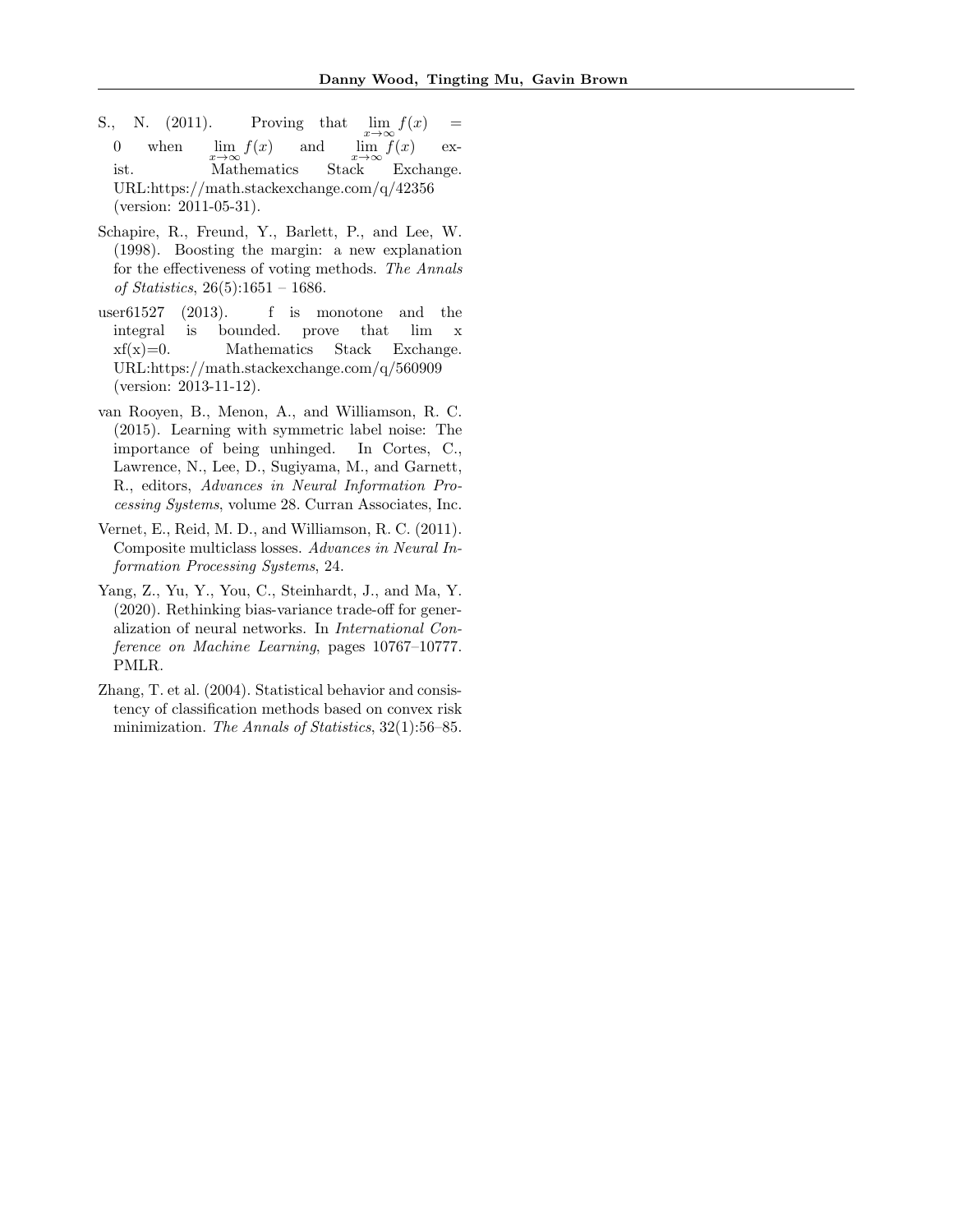S., N. (2011). Proving that $\lim_{x\to\infty} f(x) = 0$ when $\lim_{x\to\infty} f(x)$ and $\lim_{x\to\infty} f(x)$ exist. Mathematics Stack Exchange. URL:https://math.stackexchange.com/q/42356 (version: 2011-05-31).

Schapire, R., Freund, Y., Barlett, P., and Lee, W. (1998). Boosting the margin: a new explanation for the effectiveness of voting methods. *The Annals of Statistics*, 26(5):1651 – 1686.

user61527 (2013). f is monotone and the integral is bounded. prove that lim x xf(x)=0. Mathematics Stack Exchange. URL:https://math.stackexchange.com/q/560909 (version: 2013-11-12).

van Rooyen, B., Menon, A., and Williamson, R. C. (2015). Learning with symmetric label noise: The importance of being unhinged. In Cortes, C., Lawrence, N., Lee, D., Sugiyama, M., and Garnett, R., editors, *Advances in Neural Information Processing Systems*, volume 28. Curran Associates, Inc.

Vernet, E., Reid, M. D., and Williamson, R. C. (2011). Composite multiclass losses. *Advances in Neural Information Processing Systems*, 24.

Yang, Z., Yu, Y., You, C., Steinhardt, J., and Ma, Y. (2020). Rethinking bias-variance trade-off for generalization of neural networks. In *International Conference on Machine Learning*, pages 10767–10777. PMLR.

Zhang, T. et al. (2004). Statistical behavior and consistency of classification methods based on convex risk minimization. *The Annals of Statistics*, 32(1):56–85.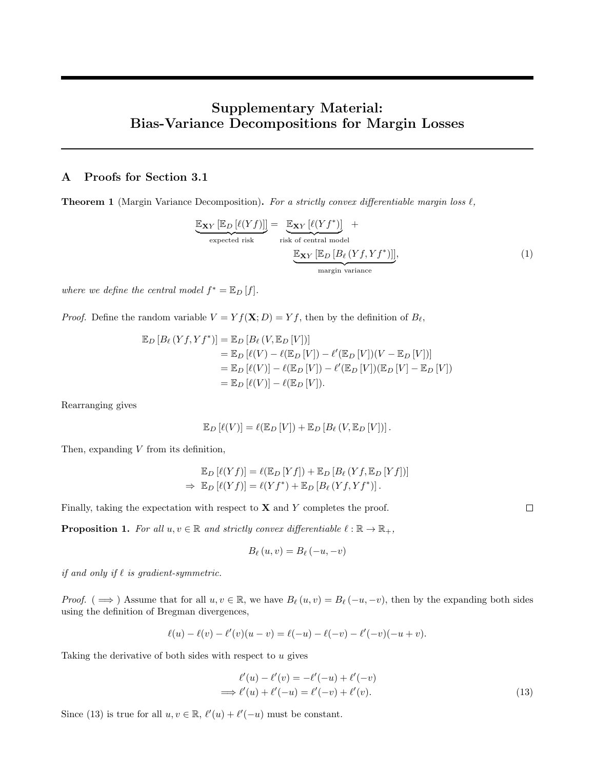# Supplementary Material: Bias-Variance Decompositions for Margin Losses

## A Proofs for Section 3.1

**Theorem 1** (Margin Variance Decomposition)**.** *For a strictly convex differentiable margin loss $\ell$,*

$$\underbrace{\mathbb{E}_{\mathbf{X}Y}\left[\mathbb{E}_D\left[\ell(Yf)\right]\right]}_{\text{expected risk}} = \underbrace{\mathbb{E}_{\mathbf{X}Y}\left[\ell(Yf^*)\right]}_{\text{risk of central model}} + \underbrace{\mathbb{E}_{\mathbf{X}Y}\left[\mathbb{E}_D\left[B_\ell\left(Yf, Yf^*\right)\right]\right]}_{\text{margin variance}}, \tag{1}$$

*where we define the central model $f^* = \mathbb{E}_D\left[f\right]$.*

*Proof.* Define the random variable $V = Yf(\mathbf{X}; D) = Yf$, then by the definition of $B_\ell$,

$$\begin{aligned}
\mathbb{E}_D\left[B_\ell\left(Yf, Yf^*\right)\right] &= \mathbb{E}_D\left[B_\ell\left(V, \mathbb{E}_D\left[V\right]\right)\right] \\
&= \mathbb{E}_D\left[\ell(V) - \ell(\mathbb{E}_D\left[V\right]) - \ell'(\mathbb{E}_D\left[V\right])(V - \mathbb{E}_D\left[V\right])\right] \\
&= \mathbb{E}_D\left[\ell(V)\right] - \ell(\mathbb{E}_D\left[V\right]) - \ell'(\mathbb{E}_D\left[V\right])(\mathbb{E}_D\left[V\right] - \mathbb{E}_D\left[V\right]) \\
&= \mathbb{E}_D\left[\ell(V)\right] - \ell(\mathbb{E}_D\left[V\right]).
\end{aligned}$$

Rearranging gives

$$\mathbb{E}_D\left[\ell(V)\right] = \ell(\mathbb{E}_D\left[V\right]) + \mathbb{E}_D\left[B_\ell\left(V, \mathbb{E}_D\left[V\right]\right)\right].$$

Then, expanding $V$ from its definition,

$$\begin{aligned}
&\mathbb{E}_D\left[\ell(Yf)\right] = \ell(\mathbb{E}_D\left[Yf\right]) + \mathbb{E}_D\left[B_\ell\left(Yf, \mathbb{E}_D\left[Yf\right]\right)\right] \\
\Rightarrow\ &\mathbb{E}_D\left[\ell(Yf)\right] = \ell(Yf^*) + \mathbb{E}_D\left[B_\ell\left(Yf, Yf^*\right)\right].
\end{aligned}$$

Finally, taking the expectation with respect to $\mathbf{X}$ and $Y$ completes the proof. $\square$

**Proposition 1.** *For all $u, v \in \mathbb{R}$ and strictly convex differentiable $\ell : \mathbb{R} \to \mathbb{R}_+$,*

$$B_\ell\left(u, v\right) = B_\ell\left(-u, -v\right)$$

*if and only if $\ell$ is gradient-symmetric.*

*Proof.* ( $\Longrightarrow$ ) Assume that for all $u, v \in \mathbb{R}$, we have $B_\ell\left(u, v\right) = B_\ell\left(-u, -v\right)$, then by the expanding both sides using the definition of Bregman divergences,

$$\ell(u) - \ell(v) - \ell'(v)(u - v) = \ell(-u) - \ell(-v) - \ell'(-v)(-u + v).$$

Taking the derivative of both sides with respect to $u$ gives

$$\begin{aligned}
&\ell'(u) - \ell'(v) = -\ell'(-u) + \ell'(-v) \\
\Longrightarrow\ &\ell'(u) + \ell'(-u) = \ell'(-v) + \ell'(v).
\end{aligned} \tag{13}$$

Since (13) is true for all $u, v \in \mathbb{R}$, $\ell'(u) + \ell'(-u)$ must be constant.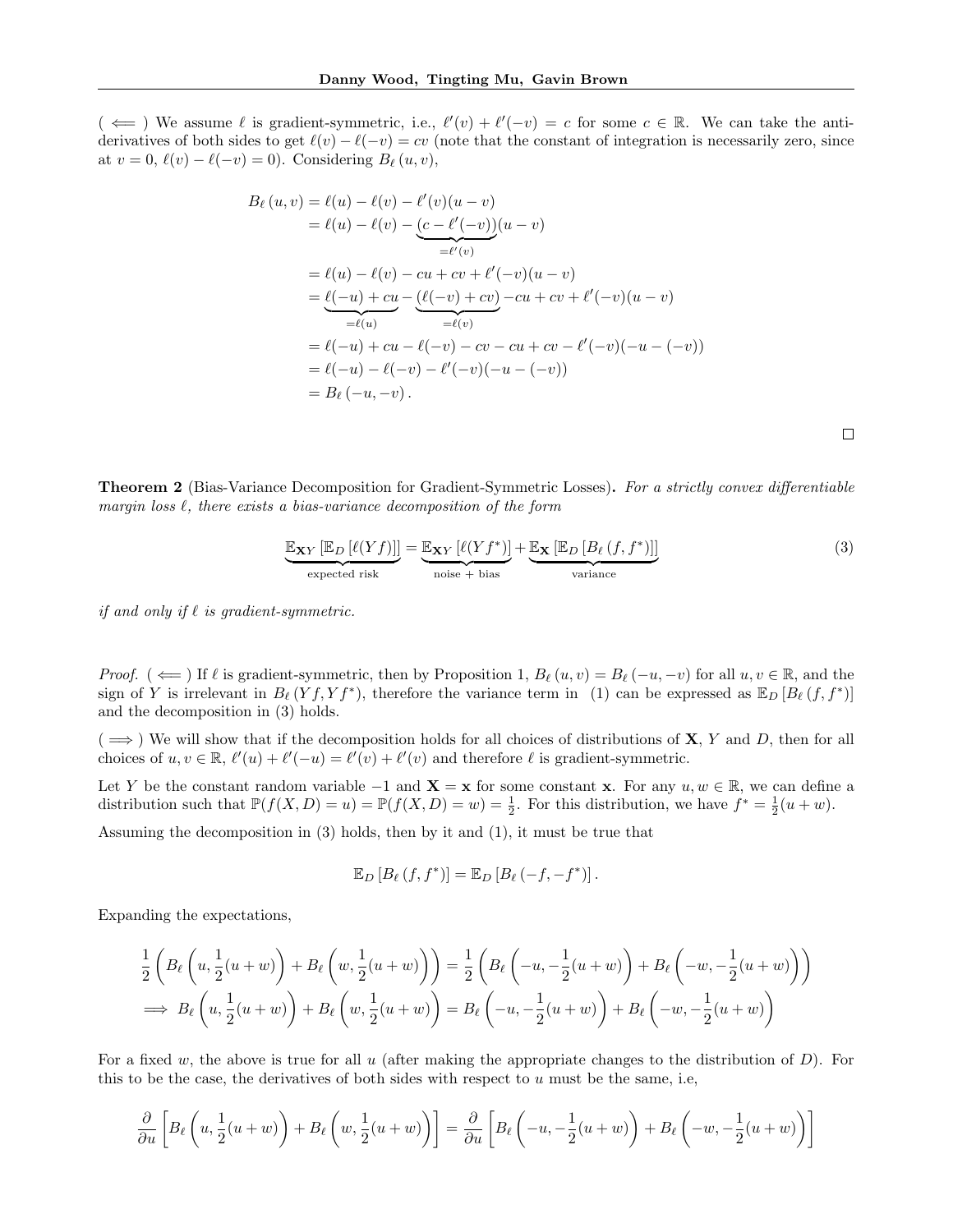( $\Longleftarrow$ ) We assume $\ell$ is gradient-symmetric, i.e., $\ell'(v) + \ell'(-v) = c$ for some $c \in \mathbb{R}$. We can take the anti-derivatives of both sides to get $\ell(v) - \ell(-v) = cv$ (note that the constant of integration is necessarily zero, since at $v = 0$, $\ell(v) - \ell(-v) = 0$). Considering $B_\ell(u, v)$,

$$
\begin{aligned}
B_\ell(u, v) &= \ell(u) - \ell(v) - \ell'(v)(u - v) \\
&= \ell(u) - \ell(v) - \underbrace{(c - \ell'(-v))}_{=\ell'(v)}(u - v) \\
&= \ell(u) - \ell(v) - cu + cv + \ell'(-v)(u - v) \\
&= \underbrace{\ell(-u) + cu}_{=\ell(u)} - \underbrace{(\ell(-v) + cv)}_{=\ell(v)} - cu + cv + \ell'(-v)(u - v) \\
&= \ell(-u) + cu - \ell(-v) - cv - cu + cv - \ell'(-v)(-u - (-v)) \\
&= \ell(-u) - \ell(-v) - \ell'(-v)(-u - (-v)) \\
&= B_\ell(-u, -v).
\end{aligned}
$$

$\square$

**Theorem 2** (Bias-Variance Decomposition for Gradient-Symmetric Losses)**.** *For a strictly convex differentiable margin loss $\ell$, there exists a bias-variance decomposition of the form*

$$
\underbrace{\mathbb{E}_{\mathbf{X}Y}\left[\mathbb{E}_D\left[\ell(Yf)\right]\right]}_{\text{expected risk}} = \underbrace{\mathbb{E}_{\mathbf{X}Y}\left[\ell(Yf^*)\right]}_{\text{noise + bias}} + \underbrace{\mathbb{E}_{\mathbf{X}}\left[\mathbb{E}_D\left[B_\ell(f, f^*)\right]\right]}_{\text{variance}} \tag{3}
$$

*if and only if $\ell$ is gradient-symmetric.*

*Proof.* ( $\Longleftarrow$ ) If $\ell$ is gradient-symmetric, then by Proposition 1, $B_\ell(u, v) = B_\ell(-u, -v)$ for all $u, v \in \mathbb{R}$, and the sign of $Y$ is irrelevant in $B_\ell(Yf, Yf^*)$, therefore the variance term in (1) can be expressed as $\mathbb{E}_D[B_\ell(f, f^*)]$ and the decomposition in (3) holds.

( $\Longrightarrow$ ) We will show that if the decomposition holds for all choices of distributions of $\mathbf{X}$, $Y$ and $D$, then for all choices of $u, v \in \mathbb{R}$, $\ell'(u) + \ell'(-u) = \ell'(v) + \ell'(v)$ and therefore $\ell$ is gradient-symmetric.

Let $Y$ be the constant random variable $-1$ and $\mathbf{X} = \mathbf{x}$ for some constant $\mathbf{x}$. For any $u, w \in \mathbb{R}$, we can define a distribution such that $\mathbb{P}(f(X, D) = u) = \mathbb{P}(f(X, D) = w) = \frac{1}{2}$. For this distribution, we have $f^* = \frac{1}{2}(u + w)$.

Assuming the decomposition in (3) holds, then by it and (1), it must be true that

$$
\mathbb{E}_D\left[B_\ell(f, f^*)\right] = \mathbb{E}_D\left[B_\ell(-f, -f^*)\right].
$$

Expanding the expectations,

$$
\begin{aligned}
&\frac{1}{2}\left(B_\ell\left(u, \frac{1}{2}(u + w)\right) + B_\ell\left(w, \frac{1}{2}(u + w)\right)\right) = \frac{1}{2}\left(B_\ell\left(-u, -\frac{1}{2}(u + w)\right) + B_\ell\left(-w, -\frac{1}{2}(u + w)\right)\right) \\
&\implies B_\ell\left(u, \frac{1}{2}(u + w)\right) + B_\ell\left(w, \frac{1}{2}(u + w)\right) = B_\ell\left(-u, -\frac{1}{2}(u + w)\right) + B_\ell\left(-w, -\frac{1}{2}(u + w)\right)
\end{aligned}
$$

For a fixed $w$, the above is true for all $u$ (after making the appropriate changes to the distribution of $D$). For this to be the case, the derivatives of both sides with respect to $u$ must be the same, i.e,

$$
\frac{\partial}{\partial u}\left[B_\ell\left(u, \frac{1}{2}(u + w)\right) + B_\ell\left(w, \frac{1}{2}(u + w)\right)\right] = \frac{\partial}{\partial u}\left[B_\ell\left(-u, -\frac{1}{2}(u + w)\right) + B_\ell\left(-w, -\frac{1}{2}(u + w)\right)\right]
$$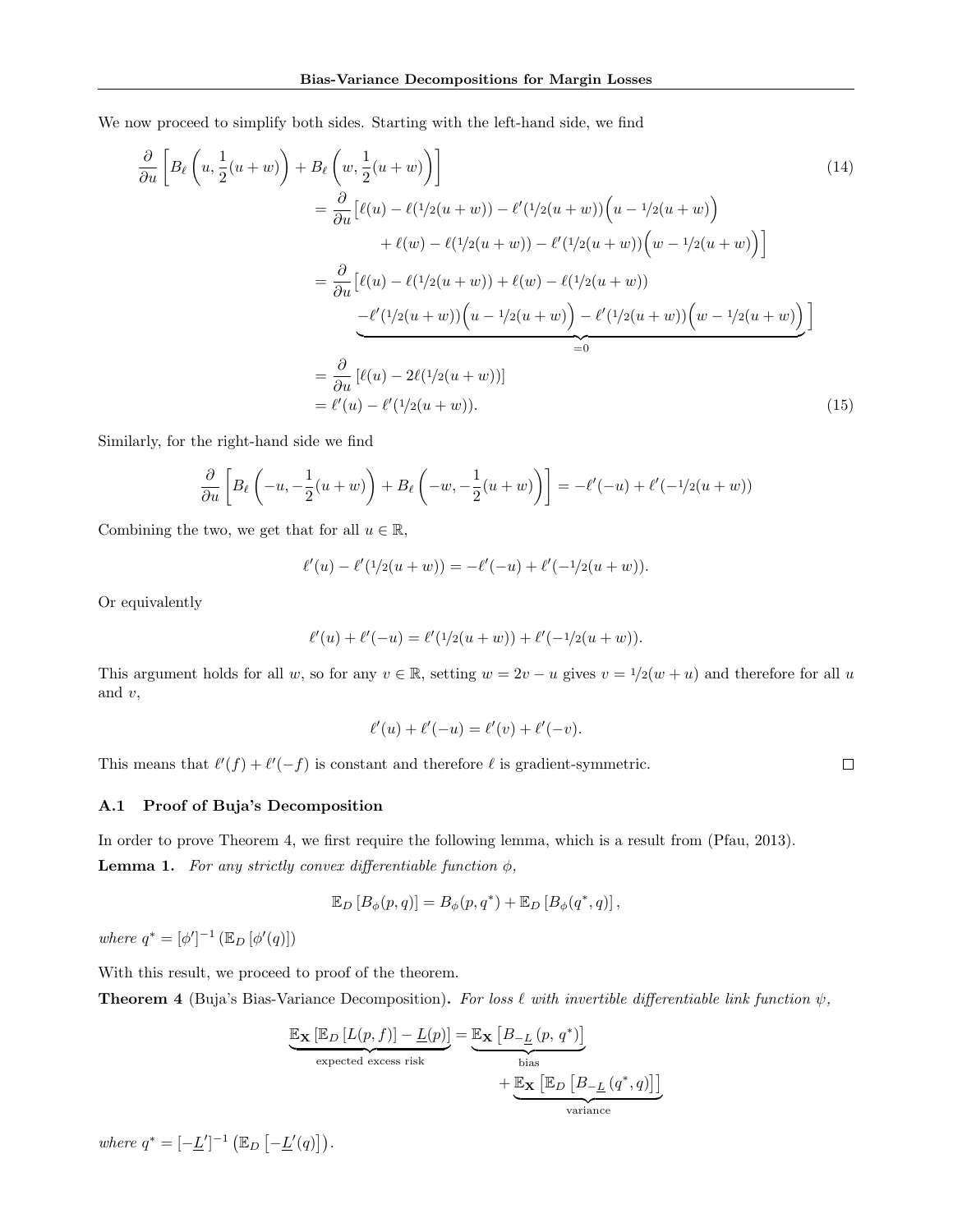We now proceed to simplify both sides. Starting with the left-hand side, we find

$$
\begin{aligned}
&\frac{\partial}{\partial u}\left[B_\ell\left(u, \frac{1}{2}(u+w)\right) + B_\ell\left(w, \frac{1}{2}(u+w)\right)\right] \qquad (14)\\
&= \frac{\partial}{\partial u}\Big[\ell(u) - \ell(1/2(u+w)) - \ell'(1/2(u+w))\Big(u - 1/2(u+w)\Big) \\
&\qquad + \ell(w) - \ell(1/2(u+w)) - \ell'(1/2(u+w))\Big(w - 1/2(u+w)\Big)\Big] \\
&= \frac{\partial}{\partial u}\Big[\ell(u) - \ell(1/2(u+w)) + \ell(w) - \ell(1/2(u+w)) \\
&\qquad \underbrace{-\ell'(1/2(u+w))\Big(u - 1/2(u+w)\Big) - \ell'(1/2(u+w))\Big(w - 1/2(u+w)\Big)}_{=0}\Big] \\
&= \frac{\partial}{\partial u}\left[\ell(u) - 2\ell(1/2(u+w))\right] \\
&= \ell'(u) - \ell'(1/2(u+w)). \qquad (15)
\end{aligned}
$$

Similarly, for the right-hand side we find

$$
\frac{\partial}{\partial u}\left[B_\ell\left(-u, -\frac{1}{2}(u+w)\right) + B_\ell\left(-w, -\frac{1}{2}(u+w)\right)\right] = -\ell'(-u) + \ell'(-1/2(u+w))
$$

Combining the two, we get that for all $u \in \mathbb{R}$,

$$
\ell'(u) - \ell'(1/2(u+w)) = -\ell'(-u) + \ell'(-1/2(u+w)).
$$

Or equivalently

$$
\ell'(u) + \ell'(-u) = \ell'(1/2(u+w)) + \ell'(-1/2(u+w)).
$$

This argument holds for all $w$, so for any $v \in \mathbb{R}$, setting $w = 2v - u$ gives $v = 1/2(w+u)$ and therefore for all $u$ and $v$,

$$
\ell'(u) + \ell'(-u) = \ell'(v) + \ell'(-v).
$$

This means that $\ell'(f) + \ell'(-f)$ is constant and therefore $\ell$ is gradient-symmetric. $\square$

### A.1 Proof of Buja's Decomposition

In order to prove Theorem 4, we first require the following lemma, which is a result from (Pfau, 2013).

**Lemma 1.** *For any strictly convex differentiable function $\phi$,*

$$
\mathbb{E}_D\left[B_\phi(p, q)\right] = B_\phi(p, q^*) + \mathbb{E}_D\left[B_\phi(q^*, q)\right],
$$

*where $q^* = [\phi']^{-1}\left(\mathbb{E}_D\left[\phi'(q)\right]\right)$*

With this result, we proceed to proof of the theorem.

**Theorem 4** (Buja's Bias-Variance Decomposition)**.** *For loss $\ell$ with invertible differentiable link function $\psi$,*

$$
\underbrace{\mathbb{E}_{\mathbf{X}}\left[\mathbb{E}_D\left[L(p, f)\right] - \underline{L}(p)\right]}_{\text{expected excess risk}} = \underbrace{\mathbb{E}_{\mathbf{X}}\left[B_{-\underline{L}}\left(p, q^*\right)\right]}_{\text{bias}} + \underbrace{\mathbb{E}_{\mathbf{X}}\left[\mathbb{E}_D\left[B_{-\underline{L}}\left(q^*, q\right)\right]\right]}_{\text{variance}}
$$

*where $q^* = [-\underline{L}']^{-1}\left(\mathbb{E}_D\left[-\underline{L}'(q)\right]\right)$.*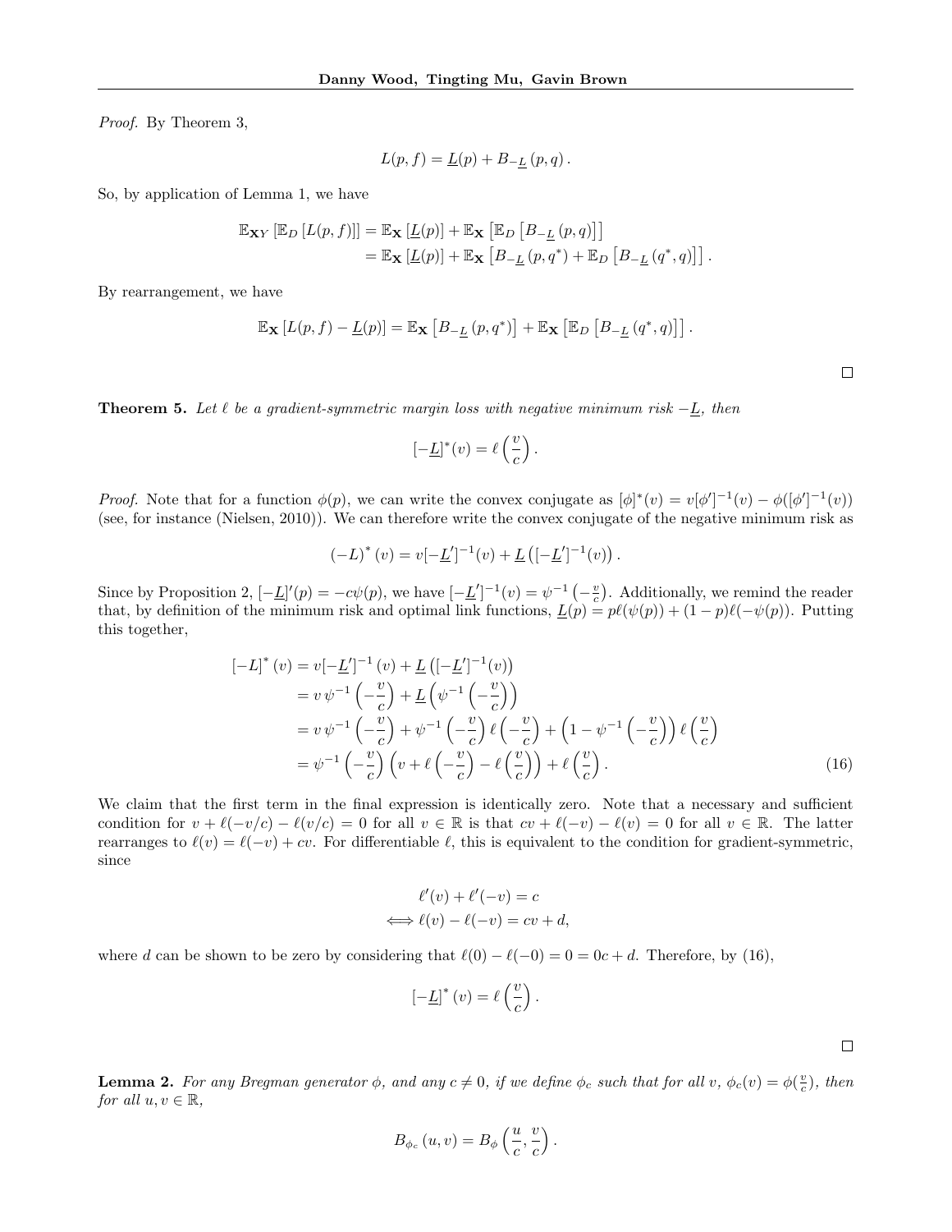*Proof.* By Theorem 3,

$$L(p, f) = \underline{L}(p) + B_{-\underline{L}}\left(p, q\right).$$

So, by application of Lemma 1, we have

$$\begin{aligned}
\mathbb{E}_{\mathbf{X}Y}\left[\mathbb{E}_D\left[L(p,f)\right]\right] &= \mathbb{E}_{\mathbf{X}}\left[\underline{L}(p)\right] + \mathbb{E}_{\mathbf{X}}\left[\mathbb{E}_D\left[B_{-\underline{L}}\left(p,q\right)\right]\right] \\
&= \mathbb{E}_{\mathbf{X}}\left[\underline{L}(p)\right] + \mathbb{E}_{\mathbf{X}}\left[B_{-\underline{L}}\left(p,q^*\right) + \mathbb{E}_D\left[B_{-\underline{L}}\left(q^*,q\right)\right]\right].
\end{aligned}$$

By rearrangement, we have

$$\mathbb{E}_{\mathbf{X}}\left[L(p,f) - \underline{L}(p)\right] = \mathbb{E}_{\mathbf{X}}\left[B_{-\underline{L}}\left(p,q^*\right)\right] + \mathbb{E}_{\mathbf{X}}\left[\mathbb{E}_D\left[B_{-\underline{L}}\left(q^*,q\right)\right]\right].$$

□

**Theorem 5.** *Let $\ell$ be a gradient-symmetric margin loss with negative minimum risk $-\underline{L}$, then*

$$[-\underline{L}]^*(v) = \ell\left(\frac{v}{c}\right).$$

*Proof.* Note that for a function $\phi(p)$, we can write the convex conjugate as $[\phi]^*(v) = v[\phi']^{-1}(v) - \phi([\phi']^{-1}(v))$ (see, for instance (Nielsen, 2010)). We can therefore write the convex conjugate of the negative minimum risk as

$$\left(-L\right)^*(v) = v[-\underline{L}']^{-1}(v) + \underline{L}\left([-\underline{L}']^{-1}(v)\right).$$

Since by Proposition 2, $[-\underline{L}]'(p) = -c\psi(p)$, we have $[-\underline{L}']^{-1}(v) = \psi^{-1}\left(-\frac{v}{c}\right)$. Additionally, we remind the reader that, by definition of the minimum risk and optimal link functions, $\underline{L}(p) = p\ell(\psi(p)) + (1-p)\ell(-\psi(p))$. Putting this together,

$$\begin{aligned}
\left[-L\right]^*(v) &= v[-\underline{L}']^{-1}(v) + \underline{L}\left([-\underline{L}']^{-1}(v)\right) \\
&= v\,\psi^{-1}\left(-\frac{v}{c}\right) + \underline{L}\left(\psi^{-1}\left(-\frac{v}{c}\right)\right) \\
&= v\,\psi^{-1}\left(-\frac{v}{c}\right) + \psi^{-1}\left(-\frac{v}{c}\right)\ell\left(-\frac{v}{c}\right) + \left(1 - \psi^{-1}\left(-\frac{v}{c}\right)\right)\ell\left(\frac{v}{c}\right) \\
&= \psi^{-1}\left(-\frac{v}{c}\right)\left(v + \ell\left(-\frac{v}{c}\right) - \ell\left(\frac{v}{c}\right)\right) + \ell\left(\frac{v}{c}\right).
\end{aligned} \tag{16}$$

We claim that the first term in the final expression is identically zero. Note that a necessary and sufficient condition for $v + \ell(-v/c) - \ell(v/c) = 0$ for all $v \in \mathbb{R}$ is that $cv + \ell(-v) - \ell(v) = 0$ for all $v \in \mathbb{R}$. The latter rearranges to $\ell(v) = \ell(-v) + cv$. For differentiable $\ell$, this is equivalent to the condition for gradient-symmetric, since

$$\begin{aligned}
&\ell'(v) + \ell'(-v) = c \\
\Longleftrightarrow\ &\ell(v) - \ell(-v) = cv + d,
\end{aligned}$$

where $d$ can be shown to be zero by considering that $\ell(0) - \ell(-0) = 0 = 0c + d$. Therefore, by (16),

$$\left[-\underline{L}\right]^*(v) = \ell\left(\frac{v}{c}\right).$$

□

**Lemma 2.** *For any Bregman generator $\phi$, and any $c \neq 0$, if we define $\phi_c$ such that for all $v$, $\phi_c(v) = \phi(\frac{v}{c})$, then for all $u, v \in \mathbb{R}$,*

$$B_{\phi_c}\left(u, v\right) = B_{\phi}\left(\frac{u}{c}, \frac{v}{c}\right).$$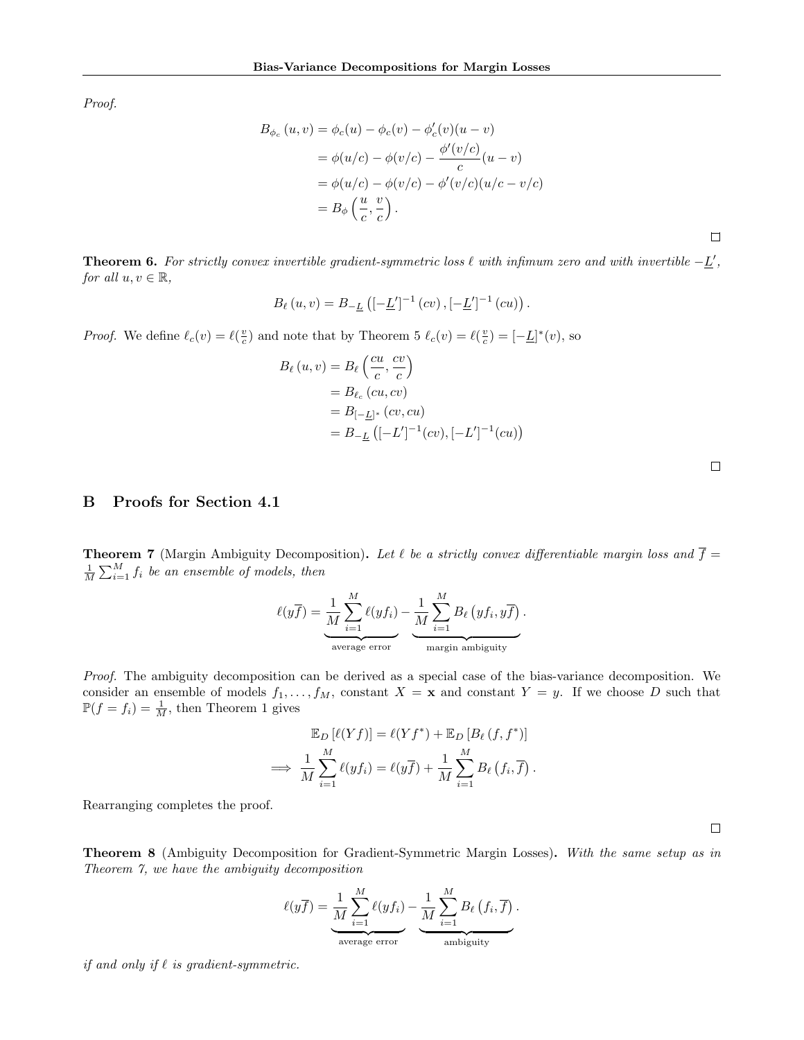*Proof.*

$$
\begin{aligned}
B_{\phi_c}(u, v) &= \phi_c(u) - \phi_c(v) - \phi_c'(v)(u - v) \\
&= \phi(u/c) - \phi(v/c) - \frac{\phi'(v/c)}{c}(u - v) \\
&= \phi(u/c) - \phi(v/c) - \phi'(v/c)(u/c - v/c) \\
&= B_\phi\left(\frac{u}{c}, \frac{v}{c}\right).
\end{aligned}
$$

□

**Theorem 6.** *For strictly convex invertible gradient-symmetric loss $\ell$ with infimum zero and with invertible $-\underline{L}'$, for all $u, v \in \mathbb{R}$,*

$$
B_\ell(u, v) = B_{-\underline{L}}\left([-\underline{L}']^{-1}(cv), [-\underline{L}']^{-1}(cu)\right).
$$

*Proof.* We define $\ell_c(v) = \ell(\frac{v}{c})$ and note that by Theorem 5 $\ell_c(v) = \ell(\frac{v}{c}) = [-\underline{L}]^*(v)$, so

$$
\begin{aligned}
B_\ell(u, v) &= B_\ell\left(\frac{cu}{c}, \frac{cv}{c}\right) \\
&= B_{\ell_c}(cu, cv) \\
&= B_{[-\underline{L}]^*}(cv, cu) \\
&= B_{-\underline{L}}\left([-L']^{-1}(cv), [-L']^{-1}(cu)\right)
\end{aligned}
$$

□

## B Proofs for Section 4.1

**Theorem 7** (Margin Ambiguity Decomposition)**.** *Let $\ell$ be a strictly convex differentiable margin loss and $\overline{f} = \frac{1}{M}\sum_{i=1}^{M} f_i$ be an ensemble of models, then*

$$
\ell(y\overline{f}) = \underbrace{\frac{1}{M}\sum_{i=1}^{M}\ell(yf_i)}_{\text{average error}} - \underbrace{\frac{1}{M}\sum_{i=1}^{M} B_\ell\left(yf_i, y\overline{f}\right)}_{\text{margin ambiguity}}.
$$

*Proof.* The ambiguity decomposition can be derived as a special case of the bias-variance decomposition. We consider an ensemble of models $f_1, \ldots, f_M$, constant $X = \mathbf{x}$ and constant $Y = y$. If we choose $D$ such that $\mathbb{P}(f = f_i) = \frac{1}{M}$, then Theorem 1 gives

$$
\begin{aligned}
&\mathbb{E}_D\left[\ell(Yf)\right] = \ell(Yf^*) + \mathbb{E}_D\left[B_\ell(f, f^*)\right] \\
\implies &\frac{1}{M}\sum_{i=1}^{M}\ell(yf_i) = \ell(y\overline{f}) + \frac{1}{M}\sum_{i=1}^{M} B_\ell\left(f_i, \overline{f}\right).
\end{aligned}
$$

Rearranging completes the proof.

□

**Theorem 8** (Ambiguity Decomposition for Gradient-Symmetric Margin Losses)**.** *With the same setup as in Theorem 7, we have the ambiguity decomposition*

$$
\ell(y\overline{f}) = \underbrace{\frac{1}{M}\sum_{i=1}^{M}\ell(yf_i)}_{\text{average error}} - \underbrace{\frac{1}{M}\sum_{i=1}^{M} B_\ell\left(f_i, \overline{f}\right)}_{\text{ambiguity}}.
$$

*if and only if $\ell$ is gradient-symmetric.*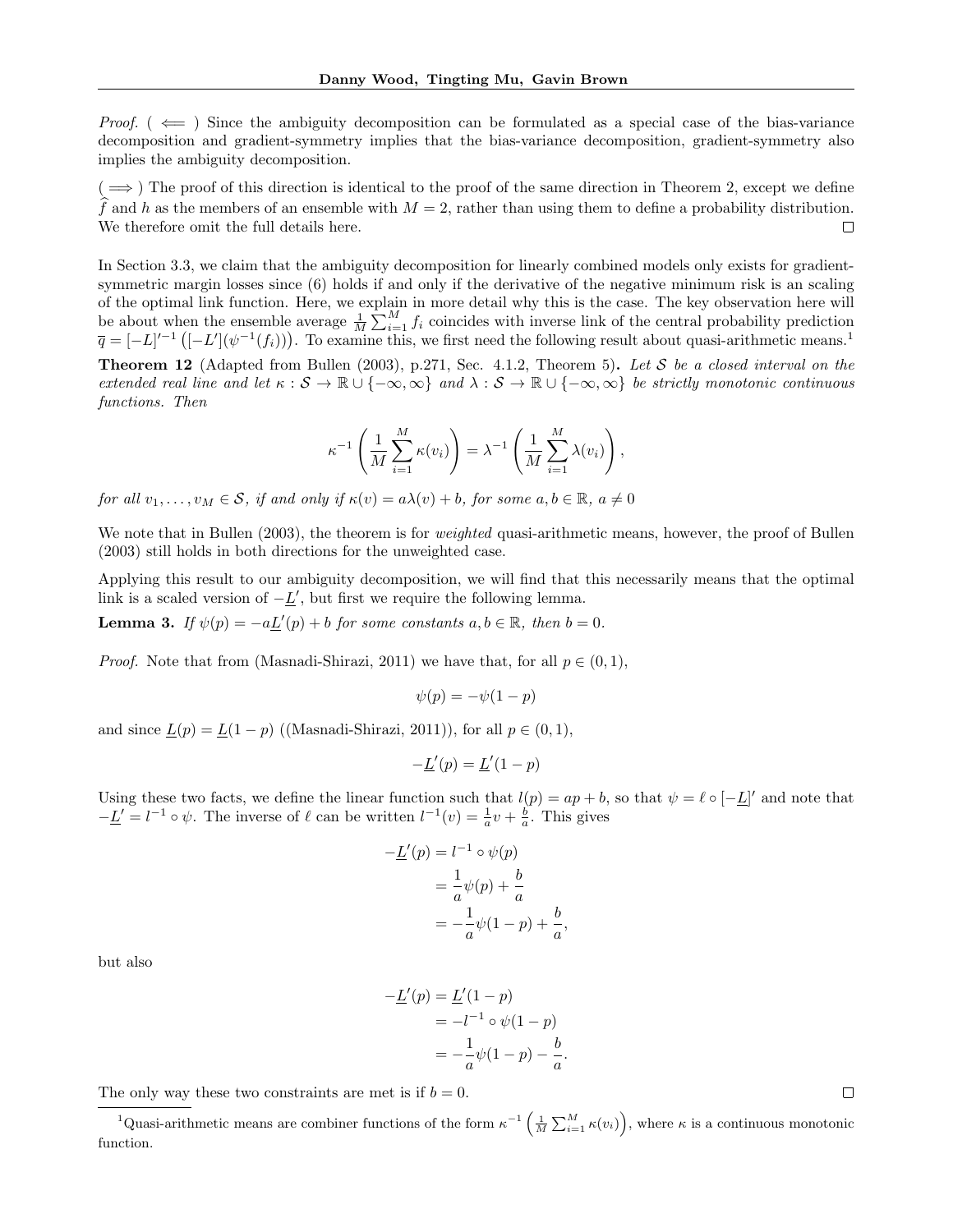*Proof.* ( $\Longleftarrow$ ) Since the ambiguity decomposition can be formulated as a special case of the bias-variance decomposition and gradient-symmetry implies that the bias-variance decomposition, gradient-symmetry also implies the ambiguity decomposition.

( $\Longrightarrow$ ) The proof of this direction is identical to the proof of the same direction in Theorem 2, except we define $\widehat{f}$ and $h$ as the members of an ensemble with $M = 2$, rather than using them to define a probability distribution. We therefore omit the full details here. $\square$

In Section 3.3, we claim that the ambiguity decomposition for linearly combined models only exists for gradient-symmetric margin losses since (6) holds if and only if the derivative of the negative minimum risk is an scaling of the optimal link function. Here, we explain in more detail why this is the case. The key observation here will be about when the ensemble average $\frac{1}{M}\sum_{i=1}^{M} f_i$ coincides with inverse link of the central probability prediction $\overline{q} = [-L]'^{-1}\left([-L'](\psi^{-1}(f_i))\right)$. To examine this, we first need the following result about quasi-arithmetic means.[1]

**Theorem 12** (Adapted from Bullen (2003), p.271, Sec. 4.1.2, Theorem 5)**.** *Let $\mathcal{S}$ be a closed interval on the extended real line and let $\kappa : \mathcal{S} \to \mathbb{R} \cup \{-\infty, \infty\}$ and $\lambda : \mathcal{S} \to \mathbb{R} \cup \{-\infty, \infty\}$ be strictly monotonic continuous functions. Then*

$$\kappa^{-1}\left(\frac{1}{M}\sum_{i=1}^{M}\kappa(v_i)\right) = \lambda^{-1}\left(\frac{1}{M}\sum_{i=1}^{M}\lambda(v_i)\right),$$

*for all $v_1, \ldots, v_M \in \mathcal{S}$, if and only if $\kappa(v) = a\lambda(v) + b$, for some $a, b \in \mathbb{R}$, $a \neq 0$*

We note that in Bullen (2003), the theorem is for *weighted* quasi-arithmetic means, however, the proof of Bullen (2003) still holds in both directions for the unweighted case.

Applying this result to our ambiguity decomposition, we will find that this necessarily means that the optimal link is a scaled version of $-\underline{L}'$, but first we require the following lemma.

**Lemma 3.** *If $\psi(p) = -a\underline{L}'(p) + b$ for some constants $a, b \in \mathbb{R}$, then $b = 0$.*

*Proof.* Note that from (Masnadi-Shirazi, 2011) we have that, for all $p \in (0, 1)$,

$$\psi(p) = -\psi(1 - p)$$

and since $\underline{L}(p) = \underline{L}(1 - p)$ ((Masnadi-Shirazi, 2011)), for all $p \in (0, 1)$,

$$-\underline{L}'(p) = \underline{L}'(1 - p)$$

Using these two facts, we define the linear function such that $l(p) = ap + b$, so that $\psi = \ell \circ [-\underline{L}]'$ and note that $-\underline{L}' = l^{-1} \circ \psi$. The inverse of $\ell$ can be written $l^{-1}(v) = \frac{1}{a}v + \frac{b}{a}$. This gives

$$\begin{aligned}
-\underline{L}'(p) &= l^{-1} \circ \psi(p) \\
&= \frac{1}{a}\psi(p) + \frac{b}{a} \\
&= -\frac{1}{a}\psi(1 - p) + \frac{b}{a},
\end{aligned}$$

but also

$$\begin{aligned}
-\underline{L}'(p) &= \underline{L}'(1 - p) \\
&= -l^{-1} \circ \psi(1 - p) \\
&= -\frac{1}{a}\psi(1 - p) - \frac{b}{a}.
\end{aligned}$$

The only way these two constraints are met is if $b = 0$. $\square$

[1] Quasi-arithmetic means are combiner functions of the form $\kappa^{-1}\left(\frac{1}{M}\sum_{i=1}^{M}\kappa(v_i)\right)$, where $\kappa$ is a continuous monotonic function.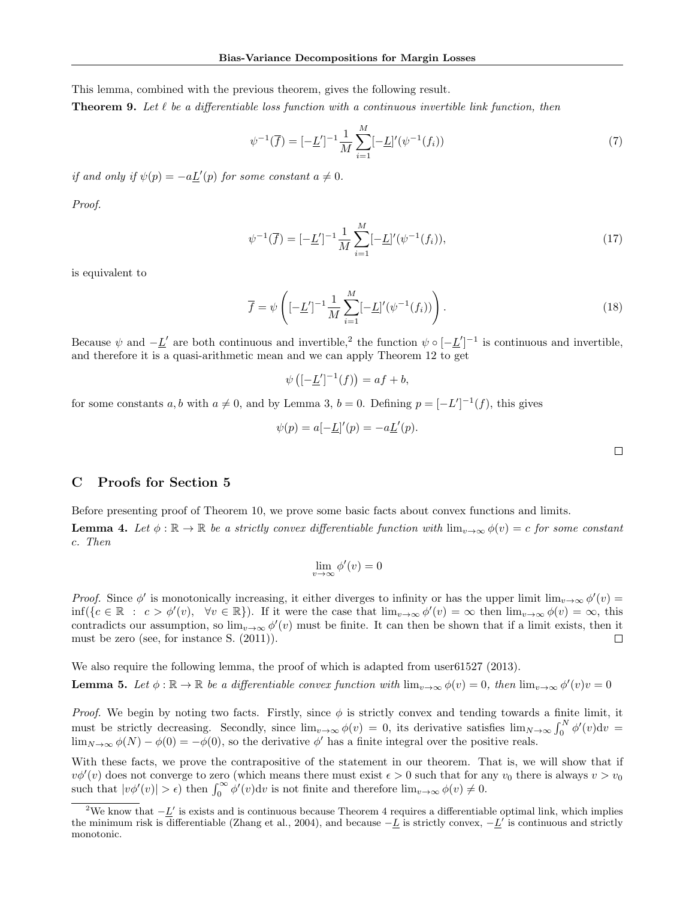This lemma, combined with the previous theorem, gives the following result.

**Theorem 9.** *Let $\ell$ be a differentiable loss function with a continuous invertible link function, then*

$$\psi^{-1}(\overline{f}) = [-\underline{L}']^{-1} \frac{1}{M} \sum_{i=1}^{M} [-\underline{L}]'(\psi^{-1}(f_i)) \tag{7}$$

*if and only if $\psi(p) = -a\underline{L}'(p)$ for some constant $a \neq 0$.*

*Proof.*

$$\psi^{-1}(\overline{f}) = [-\underline{L}']^{-1} \frac{1}{M} \sum_{i=1}^{M} [-\underline{L}]'(\psi^{-1}(f_i)), \tag{17}$$

is equivalent to

$$\overline{f} = \psi\left( [-\underline{L}']^{-1} \frac{1}{M} \sum_{i=1}^{M} [-\underline{L}]'(\psi^{-1}(f_i)) \right). \tag{18}$$

Because $\psi$ and $-\underline{L}'$ are both continuous and invertible,[2] the function $\psi \circ [-\underline{L}']^{-1}$ is continuous and invertible, and therefore it is a quasi-arithmetic mean and we can apply Theorem 12 to get

$$\psi\left([-\underline{L}']^{-1}(f)\right) = af + b,$$

for some constants $a, b$ with $a \neq 0$, and by Lemma 3, $b = 0$. Defining $p = [-L']^{-1}(f)$, this gives

$$\psi(p) = a[-\underline{L}]'(p) = -a\underline{L}'(p).$$

□

## C Proofs for Section 5

Before presenting proof of Theorem 10, we prove some basic facts about convex functions and limits.

**Lemma 4.** *Let $\phi : \mathbb{R} \to \mathbb{R}$ be a strictly convex differentiable function with $\lim_{v\to\infty} \phi(v) = c$ for some constant $c$. Then*

$$\lim_{v\to\infty} \phi'(v) = 0$$

*Proof.* Since $\phi'$ is monotonically increasing, it either diverges to infinity or has the upper limit $\lim_{v\to\infty} \phi'(v) = \inf(\{c \in \mathbb{R} \;:\; c > \phi'(v), \quad \forall v \in \mathbb{R}\})$. If it were the case that $\lim_{v\to\infty} \phi'(v) = \infty$ then $\lim_{v\to\infty} \phi(v) = \infty$, this contradicts our assumption, so $\lim_{v\to\infty} \phi'(v)$ must be finite. It can then be shown that if a limit exists, then it must be zero (see, for instance S. (2011)). □

We also require the following lemma, the proof of which is adapted from user61527 (2013).

**Lemma 5.** *Let $\phi : \mathbb{R} \to \mathbb{R}$ be a differentiable convex function with $\lim_{v\to\infty} \phi(v) = 0$, then $\lim_{v\to\infty} \phi'(v)v = 0$*

*Proof.* We begin by noting two facts. Firstly, since $\phi$ is strictly convex and tending towards a finite limit, it must be strictly decreasing. Secondly, since $\lim_{v\to\infty} \phi(v) = 0$, its derivative satisfies $\lim_{N\to\infty} \int_0^N \phi'(v)\mathrm{d}v = \lim_{N\to\infty} \phi(N) - \phi(0) = -\phi(0)$, so the derivative $\phi'$ has a finite integral over the positive reals.

With these facts, we prove the contrapositive of the statement in our theorem. That is, we will show that if $v\phi'(v)$ does not converge to zero (which means there must exist $\epsilon > 0$ such that for any $v_0$ there is always $v > v_0$ such that $|v\phi'(v)| > \epsilon$) then $\int_0^\infty \phi'(v)\mathrm{d}v$ is not finite and therefore $\lim_{v\to\infty} \phi(v) \neq 0$.

[2] We know that $-\underline{L}'$ is exists and is continuous because Theorem 4 requires a differentiable optimal link, which implies the minimum risk is differentiable (Zhang et al., 2004), and because $-\underline{L}$ is strictly convex, $-\underline{L}'$ is continuous and strictly monotonic.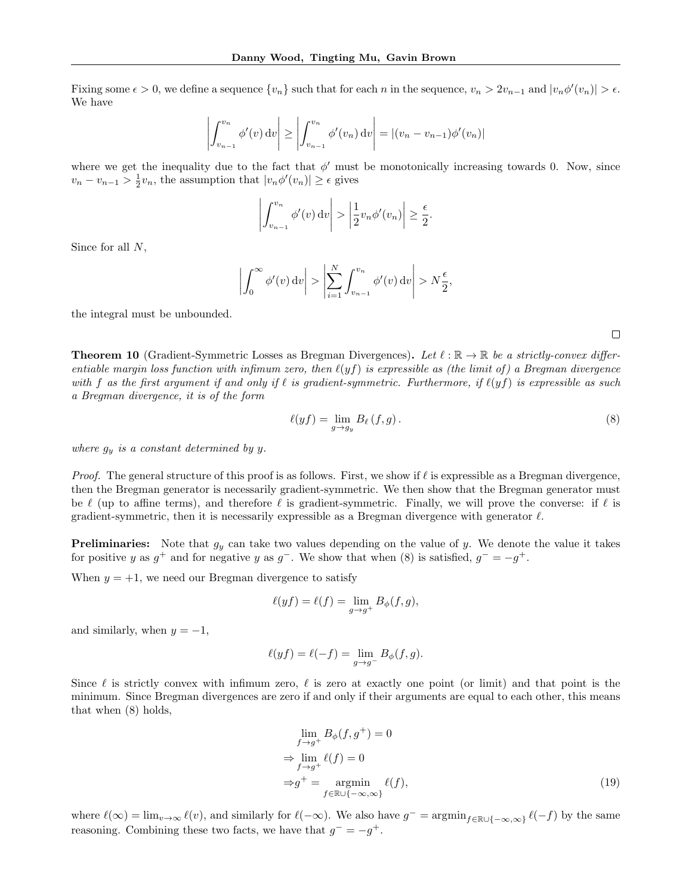Fixing some $\epsilon > 0$, we define a sequence $\{v_n\}$ such that for each $n$ in the sequence, $v_n > 2v_{n-1}$ and $|v_n \phi'(v_n)| > \epsilon$. We have

$$\left| \int_{v_{n-1}}^{v_n} \phi'(v) \, \mathrm{d}v \right| \geq \left| \int_{v_{n-1}}^{v_n} \phi'(v_n) \, \mathrm{d}v \right| = |(v_n - v_{n-1})\phi'(v_n)|$$

where we get the inequality due to the fact that $\phi'$ must be monotonically increasing towards 0. Now, since $v_n - v_{n-1} > \frac{1}{2}v_n$, the assumption that $|v_n \phi'(v_n)| \geq \epsilon$ gives

$$\left| \int_{v_{n-1}}^{v_n} \phi'(v) \, \mathrm{d}v \right| > \left| \frac{1}{2} v_n \phi'(v_n) \right| \geq \frac{\epsilon}{2}.$$

Since for all $N$,

$$\left| \int_0^\infty \phi'(v) \, \mathrm{d}v \right| > \left| \sum_{i=1}^{N} \int_{v_{n-1}}^{v_n} \phi'(v) \, \mathrm{d}v \right| > N \frac{\epsilon}{2},$$

the integral must be unbounded.

□

**Theorem 10** (Gradient-Symmetric Losses as Bregman Divergences)**.** *Let $\ell : \mathbb{R} \to \mathbb{R}$ be a strictly-convex differentiable margin loss function with infimum zero, then $\ell(yf)$ is expressible as (the limit of) a Bregman divergence with $f$ as the first argument if and only if $\ell$ is gradient-symmetric. Furthermore, if $\ell(yf)$ is expressible as such a Bregman divergence, it is of the form*

$$\ell(yf) = \lim_{g \to g_y} B_\ell(f, g). \tag{8}$$

*where $g_y$ is a constant determined by $y$.*

*Proof.* The general structure of this proof is as follows. First, we show if $\ell$ is expressible as a Bregman divergence, then the Bregman generator is necessarily gradient-symmetric. We then show that the Bregman generator must be $\ell$ (up to affine terms), and therefore $\ell$ is gradient-symmetric. Finally, we will prove the converse: if $\ell$ is gradient-symmetric, then it is necessarily expressible as a Bregman divergence with generator $\ell$.

**Preliminaries:** Note that $g_y$ can take two values depending on the value of $y$. We denote the value it takes for positive $y$ as $g^+$ and for negative $y$ as $g^-$. We show that when (8) is satisfied, $g^- = -g^+$.

When $y = +1$, we need our Bregman divergence to satisfy

$$\ell(yf) = \ell(f) = \lim_{g \to g^+} B_\phi(f, g),$$

and similarly, when $y = -1$,

$$\ell(yf) = \ell(-f) = \lim_{g \to g^-} B_\phi(f, g).$$

Since $\ell$ is strictly convex with infimum zero, $\ell$ is zero at exactly one point (or limit) and that point is the minimum. Since Bregman divergences are zero if and only if their arguments are equal to each other, this means that when (8) holds,

$$\begin{aligned}
&\lim_{f \to g^+} B_\phi(f, g^+) = 0 \\
\Rightarrow &\lim_{f \to g^+} \ell(f) = 0 \\
\Rightarrow &g^+ = \operatorname*{argmin}_{f \in \mathbb{R} \cup \{-\infty, \infty\}} \ell(f),
\end{aligned} \tag{19}$$

where $\ell(\infty) = \lim_{v \to \infty} \ell(v)$, and similarly for $\ell(-\infty)$. We also have $g^- = \operatorname{argmin}_{f \in \mathbb{R} \cup \{-\infty, \infty\}} \ell(-f)$ by the same reasoning. Combining these two facts, we have that $g^- = -g^+$.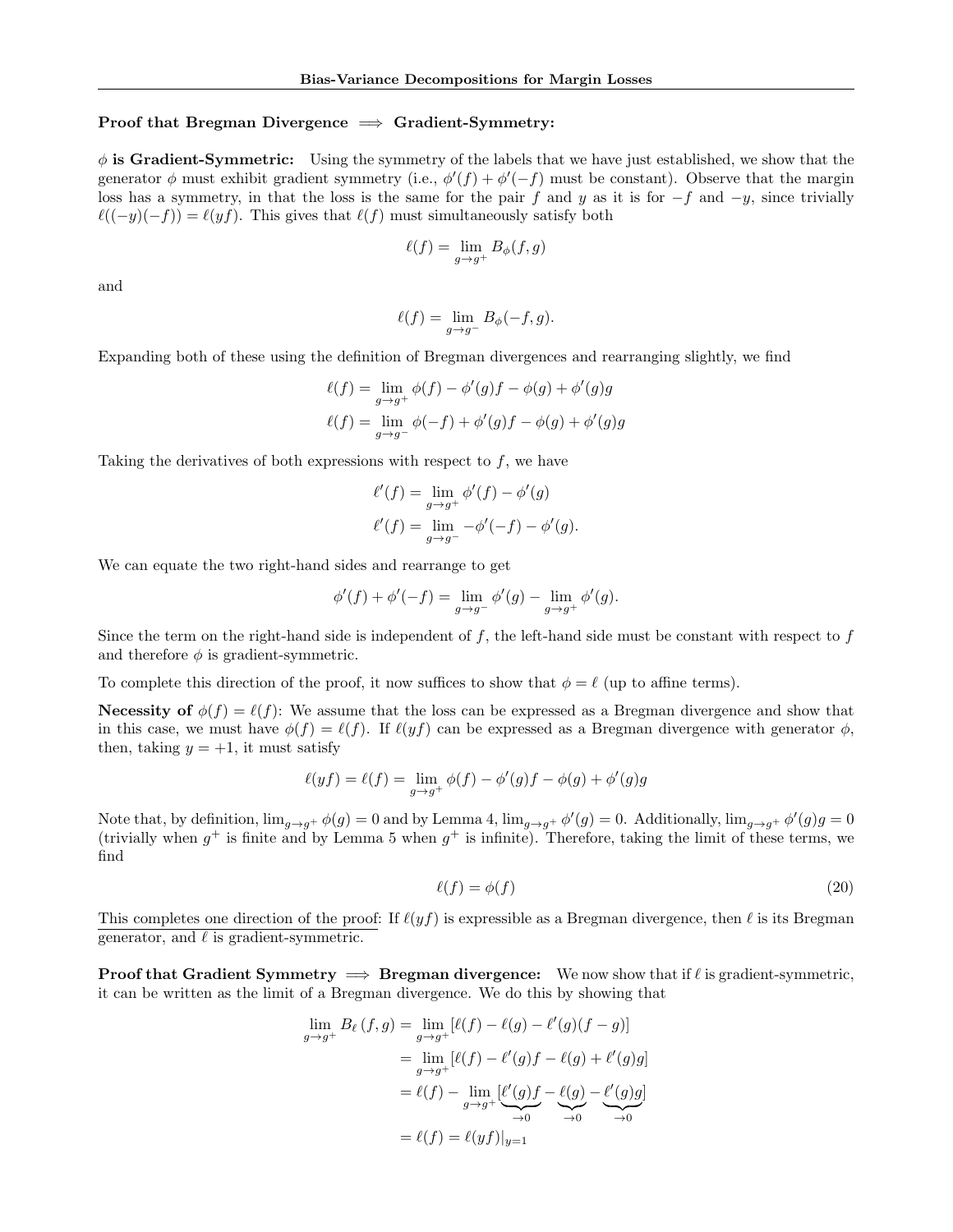**Proof that Bregman Divergence $\implies$ Gradient-Symmetry:**

**$\phi$ is Gradient-Symmetric:** Using the symmetry of the labels that we have just established, we show that the generator $\phi$ must exhibit gradient symmetry (i.e., $\phi'(f) + \phi'(-f)$ must be constant). Observe that the margin loss has a symmetry, in that the loss is the same for the pair $f$ and $y$ as it is for $-f$ and $-y$, since trivially $\ell((-y)(-f)) = \ell(yf)$. This gives that $\ell(f)$ must simultaneously satisfy both

$$\ell(f) = \lim_{g \to g^+} B_\phi(f, g)$$

and

$$\ell(f) = \lim_{g \to g^-} B_\phi(-f, g).$$

Expanding both of these using the definition of Bregman divergences and rearranging slightly, we find

$$\ell(f) = \lim_{g \to g^+} \phi(f) - \phi'(g)f - \phi(g) + \phi'(g)g$$
$$\ell(f) = \lim_{g \to g^-} \phi(-f) + \phi'(g)f - \phi(g) + \phi'(g)g$$

Taking the derivatives of both expressions with respect to $f$, we have

$$\ell'(f) = \lim_{g \to g^+} \phi'(f) - \phi'(g)$$
$$\ell'(f) = \lim_{g \to g^-} -\phi'(-f) - \phi'(g).$$

We can equate the two right-hand sides and rearrange to get

$$\phi'(f) + \phi'(-f) = \lim_{g \to g^-} \phi'(g) - \lim_{g \to g^+} \phi'(g).$$

Since the term on the right-hand side is independent of $f$, the left-hand side must be constant with respect to $f$ and therefore $\phi$ is gradient-symmetric.

To complete this direction of the proof, it now suffices to show that $\phi = \ell$ (up to affine terms).

**Necessity of $\phi(f) = \ell(f)$:** We assume that the loss can be expressed as a Bregman divergence and show that in this case, we must have $\phi(f) = \ell(f)$. If $\ell(yf)$ can be expressed as a Bregman divergence with generator $\phi$, then, taking $y = +1$, it must satisfy

$$\ell(yf) = \ell(f) = \lim_{g \to g^+} \phi(f) - \phi'(g)f - \phi(g) + \phi'(g)g$$

Note that, by definition, $\lim_{g \to g^+} \phi(g) = 0$ and by Lemma 4, $\lim_{g \to g^+} \phi'(g) = 0$. Additionally, $\lim_{g \to g^+} \phi'(g)g = 0$ (trivially when $g^+$ is finite and by Lemma 5 when $g^+$ is infinite). Therefore, taking the limit of these terms, we find

$$\ell(f) = \phi(f) \tag{20}$$

This completes one direction of the proof: If $\ell(yf)$ is expressible as a Bregman divergence, then $\ell$ is its Bregman generator, and $\ell$ is gradient-symmetric.

**Proof that Gradient Symmetry $\implies$ Bregman divergence:** We now show that if $\ell$ is gradient-symmetric, it can be written as the limit of a Bregman divergence. We do this by showing that

$$\begin{aligned}
\lim_{g \to g^+} B_\ell(f, g) &= \lim_{g \to g^+} [\ell(f) - \ell(g) - \ell'(g)(f - g)] \\
&= \lim_{g \to g^+} [\ell(f) - \ell'(g)f - \ell(g) + \ell'(g)g] \\
&= \ell(f) - \lim_{g \to g^+} [\underbrace{\ell'(g)f}_{\to 0} - \underbrace{\ell(g)}_{\to 0} - \underbrace{\ell'(g)g}_{\to 0}] \\
&= \ell(f) = \ell(yf)|_{y=1}
\end{aligned}$$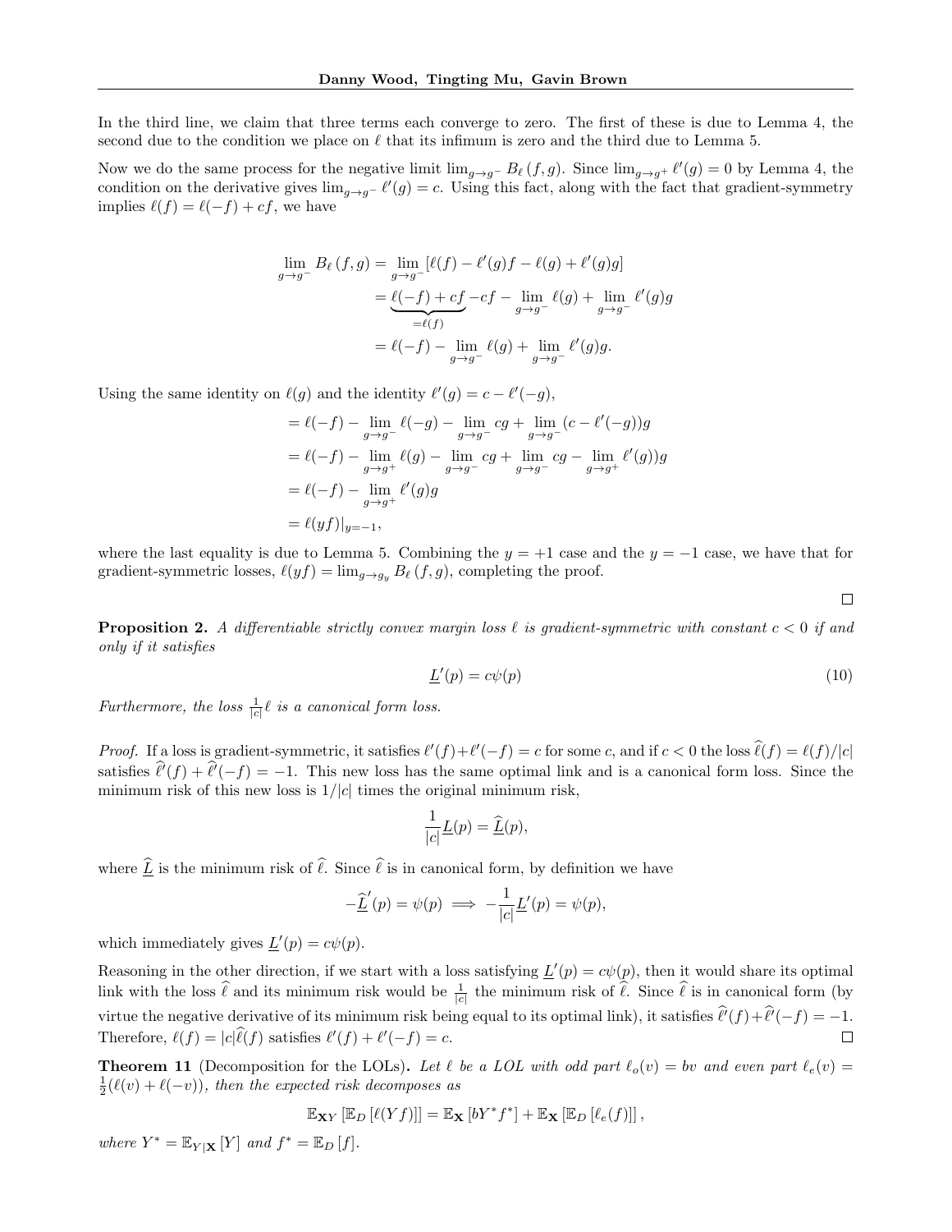In the third line, we claim that three terms each converge to zero. The first of these is due to Lemma 4, the second due to the condition we place on $\ell$ that its infimum is zero and the third due to Lemma 5.

Now we do the same process for the negative limit $\lim_{g\to g^-} B_\ell(f,g)$. Since $\lim_{g\to g^+} \ell'(g) = 0$ by Lemma 4, the condition on the derivative gives $\lim_{g\to g^-} \ell'(g) = c$. Using this fact, along with the fact that gradient-symmetry implies $\ell(f) = \ell(-f) + cf$, we have

$$
\begin{aligned}
\lim_{g\to g^-} B_\ell(f,g) &= \lim_{g\to g^-} [\ell(f) - \ell'(g)f - \ell(g) + \ell'(g)g] \\
&= \underbrace{\ell(-f) + cf}_{=\ell(f)} - cf - \lim_{g\to g^-} \ell(g) + \lim_{g\to g^-} \ell'(g)g \\
&= \ell(-f) - \lim_{g\to g^-} \ell(g) + \lim_{g\to g^-} \ell'(g)g.
\end{aligned}
$$

Using the same identity on $\ell(g)$ and the identity $\ell'(g) = c - \ell'(-g)$,

$$
\begin{aligned}
&= \ell(-f) - \lim_{g\to g^-} \ell(-g) - \lim_{g\to g^-} cg + \lim_{g\to g^-} (c - \ell'(-g))g \\
&= \ell(-f) - \lim_{g\to g^+} \ell(g) - \lim_{g\to g^-} cg + \lim_{g\to g^-} cg - \lim_{g\to g^+} \ell'(g))g \\
&= \ell(-f) - \lim_{g\to g^+} \ell'(g)g \\
&= \ell(yf)|_{y=-1},
\end{aligned}
$$

where the last equality is due to Lemma 5. Combining the $y = +1$ case and the $y = -1$ case, we have that for gradient-symmetric losses, $\ell(yf) = \lim_{g\to g_y} B_\ell(f,g)$, completing the proof.

∎

**Proposition 2.** *A differentiable strictly convex margin loss $\ell$ is gradient-symmetric with constant $c < 0$ if and only if it satisfies*

$$
\underline{L}'(p) = c\psi(p) \tag{10}
$$

*Furthermore, the loss $\frac{1}{|c|}\ell$ is a canonical form loss.*

*Proof.* If a loss is gradient-symmetric, it satisfies $\ell'(f) + \ell'(-f) = c$ for some $c$, and if $c < 0$ the loss $\widehat{\ell}(f) = \ell(f)/|c|$ satisfies $\widehat{\ell}'(f) + \widehat{\ell}'(-f) = -1$. This new loss has the same optimal link and is a canonical form loss. Since the minimum risk of this new loss is $1/|c|$ times the original minimum risk,

$$
\frac{1}{|c|}\underline{L}(p) = \underline{\widehat{L}}(p),
$$

where $\underline{\widehat{L}}$ is the minimum risk of $\widehat{\ell}$. Since $\widehat{\ell}$ is in canonical form, by definition we have

$$
-\underline{\widehat{L}}'(p) = \psi(p) \implies -\frac{1}{|c|}\underline{L}'(p) = \psi(p),
$$

which immediately gives $\underline{L}'(p) = c\psi(p)$.

Reasoning in the other direction, if we start with a loss satisfying $\underline{L}'(p) = c\psi(p)$, then it would share its optimal link with the loss $\widehat{\ell}$ and its minimum risk would be $\frac{1}{|c|}$ the minimum risk of $\widehat{\ell}$. Since $\widehat{\ell}$ is in canonical form (by virtue the negative derivative of its minimum risk being equal to its optimal link), it satisfies $\widehat{\ell}'(f)+\widehat{\ell}'(-f) = -1$. Therefore, $\ell(f) = |c|\widehat{\ell}(f)$ satisfies $\ell'(f) + \ell'(-f) = c$. ∎

**Theorem 11** (Decomposition for the LOLs)**.** *Let $\ell$ be a LOL with odd part $\ell_o(v) = bv$ and even part $\ell_e(v) = \frac{1}{2}(\ell(v) + \ell(-v))$, then the expected risk decomposes as*

$$
\mathbb{E}_{\mathbf{X}Y}\left[\mathbb{E}_D\left[\ell(Yf)\right]\right] = \mathbb{E}_{\mathbf{X}}\left[bY^* f^*\right] + \mathbb{E}_{\mathbf{X}}\left[\mathbb{E}_D\left[\ell_e(f)\right]\right],
$$

*where $Y^* = \mathbb{E}_{Y|\mathbf{X}}[Y]$ and $f^* = \mathbb{E}_D[f]$.*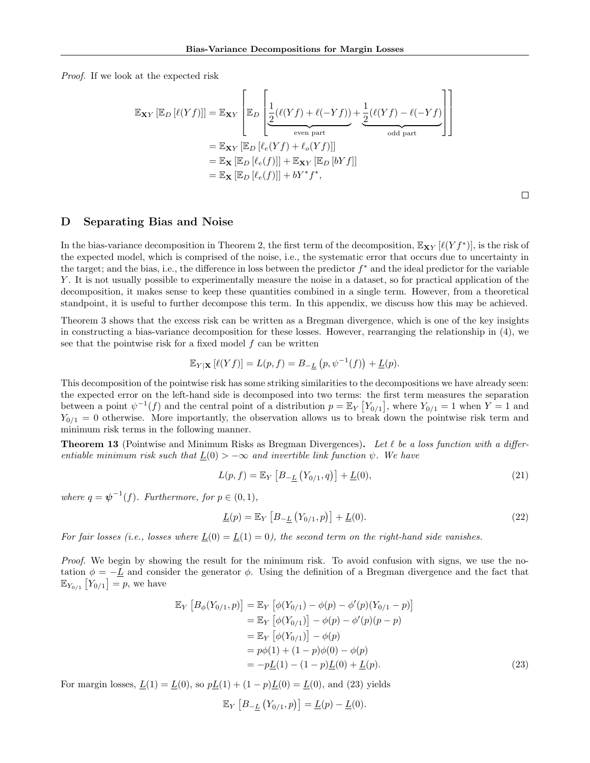*Proof.* If we look at the expected risk

$$
\begin{aligned}
\mathbb{E}_{\mathbf{X}Y}\left[\mathbb{E}_D\left[\ell(Yf)\right]\right] &= \mathbb{E}_{\mathbf{X}Y}\left[\mathbb{E}_D\left[\underbrace{\frac{1}{2}(\ell(Yf)+\ell(-Yf))}_{\text{even part}} + \underbrace{\frac{1}{2}(\ell(Yf)-\ell(-Yf))}_{\text{odd part}}\right]\right] \\
&= \mathbb{E}_{\mathbf{X}Y}\left[\mathbb{E}_D\left[\ell_e(Yf)+\ell_o(Yf)\right]\right] \\
&= \mathbb{E}_{\mathbf{X}}\left[\mathbb{E}_D\left[\ell_e(f)\right]\right] + \mathbb{E}_{\mathbf{X}Y}\left[\mathbb{E}_D\left[bYf\right]\right] \\
&= \mathbb{E}_{\mathbf{X}}\left[\mathbb{E}_D\left[\ell_e(f)\right]\right] + bY^*f^*,
\end{aligned}
$$

□

## D Separating Bias and Noise

In the bias-variance decomposition in Theorem 2, the first term of the decomposition, $\mathbb{E}_{\mathbf{X}Y}\left[\ell(Yf^*)\right]$, is the risk of the expected model, which is comprised of the noise, i.e., the systematic error that occurs due to uncertainty in the target; and the bias, i.e., the difference in loss between the predictor $f^*$ and the ideal predictor for the variable $Y$. It is not usually possible to experimentally measure the noise in a dataset, so for practical application of the decomposition, it makes sense to keep these quantities combined in a single term. However, from a theoretical standpoint, it is useful to further decompose this term. In this appendix, we discuss how this may be achieved.

Theorem 3 shows that the excess risk can be written as a Bregman divergence, which is one of the key insights in constructing a bias-variance decomposition for these losses. However, rearranging the relationship in (4), we see that the pointwise risk for a fixed model $f$ can be written

$$
\mathbb{E}_{Y|\mathbf{X}}\left[\ell(Yf)\right] = L(p,f) = B_{-\underline{L}}\left(p, \psi^{-1}(f)\right) + \underline{L}(p).
$$

This decomposition of the pointwise risk has some striking similarities to the decompositions we have already seen: the expected error on the left-hand side is decomposed into two terms: the first term measures the separation between a point $\psi^{-1}(f)$ and the central point of a distribution $p = \mathbb{E}_Y\left[Y_{0/1}\right]$, where $Y_{0/1} = 1$ when $Y = 1$ and $Y_{0/1} = 0$ otherwise. More importantly, the observation allows us to break down the pointwise risk term and minimum risk terms in the following manner.

**Theorem 13** (Pointwise and Minimum Risks as Bregman Divergences)**.** *Let $\ell$ be a loss function with a differentiable minimum risk such that $\underline{L}(0) > -\infty$ and invertible link function $\psi$. We have*

$$
L(p,f) = \mathbb{E}_Y\left[B_{-\underline{L}}\left(Y_{0/1}, q\right)\right] + \underline{L}(0), \tag{21}
$$

*where $q = \boldsymbol{\psi}^{-1}(f)$. Furthermore, for $p \in (0,1)$,*

$$
\underline{L}(p) = \mathbb{E}_Y\left[B_{-\underline{L}}\left(Y_{0/1}, p\right)\right] + \underline{L}(0). \tag{22}
$$

*For fair losses (i.e., losses where $\underline{L}(0) = \underline{L}(1) = 0$), the second term on the right-hand side vanishes.*

*Proof.* We begin by showing the result for the minimum risk. To avoid confusion with signs, we use the notation $\phi = -\underline{L}$ and consider the generator $\phi$. Using the definition of a Bregman divergence and the fact that $\mathbb{E}_{Y_{0/1}}\left[Y_{0/1}\right] = p$, we have

$$
\begin{aligned}
\mathbb{E}_Y\left[B_\phi(Y_{0/1}, p)\right] &= \mathbb{E}_Y\left[\phi(Y_{0/1}) - \phi(p) - \phi'(p)(Y_{0/1} - p)\right] \\
&= \mathbb{E}_Y\left[\phi(Y_{0/1})\right] - \phi(p) - \phi'(p)(p - p) \\
&= \mathbb{E}_Y\left[\phi(Y_{0/1})\right] - \phi(p) \\
&= p\phi(1) + (1-p)\phi(0) - \phi(p) \\
&= -p\underline{L}(1) - (1-p)\underline{L}(0) + \underline{L}(p).
\end{aligned} \tag{23}
$$

For margin losses, $\underline{L}(1) = \underline{L}(0)$, so $p\underline{L}(1) + (1-p)\underline{L}(0) = \underline{L}(0)$, and (23) yields

$$
\mathbb{E}_Y\left[B_{-\underline{L}}\left(Y_{0/1}, p\right)\right] = \underline{L}(p) - \underline{L}(0).
$$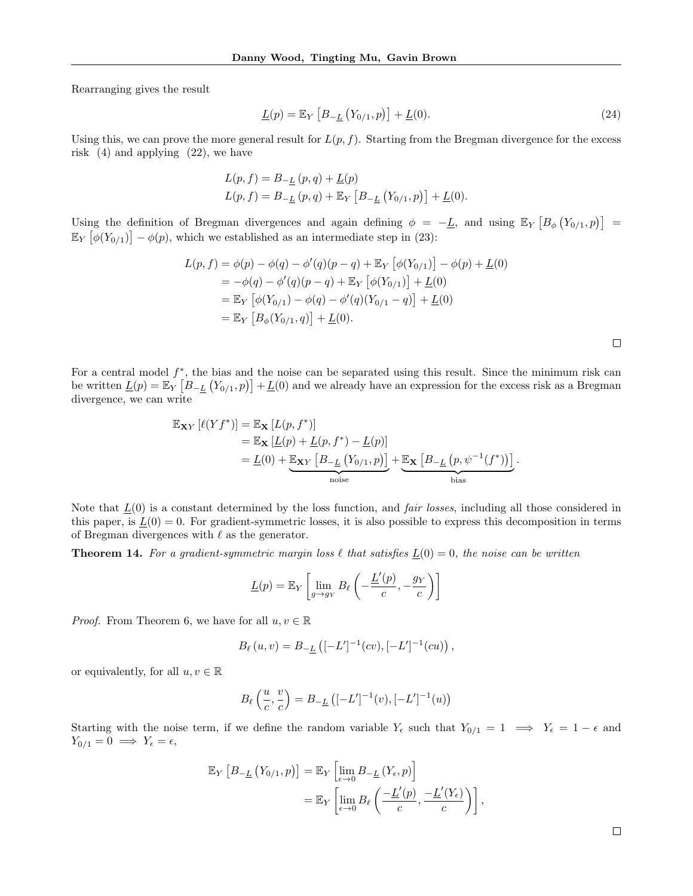Rearranging gives the result

$$\underline{L}(p) = \mathbb{E}_Y \left[ B_{-\underline{L}} \left( Y_{0/1}, p \right) \right] + \underline{L}(0). \tag{24}$$

Using this, we can prove the more general result for $L(p, f)$. Starting from the Bregman divergence for the excess risk (4) and applying (22), we have

$$L(p, f) = B_{-\underline{L}} \left( p, q \right) + \underline{L}(p)$$
$$L(p, f) = B_{-\underline{L}} \left( p, q \right) + \mathbb{E}_Y \left[ B_{-\underline{L}} \left( Y_{0/1}, p \right) \right] + \underline{L}(0).$$

Using the definition of Bregman divergences and again defining $\phi = -\underline{L}$, and using $\mathbb{E}_Y \left[ B_\phi \left( Y_{0/1}, p \right) \right] = \mathbb{E}_Y \left[ \phi(Y_{0/1}) \right] - \phi(p)$, which we established as an intermediate step in (23):

$$\begin{aligned}
L(p, f) &= \phi(p) - \phi(q) - \phi'(q)(p - q) + \mathbb{E}_Y \left[ \phi(Y_{0/1}) \right] - \phi(p) + \underline{L}(0) \\
&= -\phi(q) - \phi'(q)(p - q) + \mathbb{E}_Y \left[ \phi(Y_{0/1}) \right] + \underline{L}(0) \\
&= \mathbb{E}_Y \left[ \phi(Y_{0/1}) - \phi(q) - \phi'(q)(Y_{0/1} - q) \right] + \underline{L}(0) \\
&= \mathbb{E}_Y \left[ B_\phi(Y_{0/1}, q) \right] + \underline{L}(0).
\end{aligned}$$

□

For a central model $f^*$, the bias and the noise can be separated using this result. Since the minimum risk can be written $\underline{L}(p) = \mathbb{E}_Y \left[ B_{-\underline{L}} \left( Y_{0/1}, p \right) \right] + \underline{L}(0)$ and we already have an expression for the excess risk as a Bregman divergence, we can write

$$\begin{aligned}
\mathbb{E}_{\mathbf{X}Y} \left[ \ell(Y f^*) \right] &= \mathbb{E}_{\mathbf{X}} \left[ L(p, f^*) \right] \\
&= \mathbb{E}_{\mathbf{X}} \left[ \underline{L}(p) + \underline{L}(p, f^*) - \underline{L}(p) \right] \\
&= \underline{L}(0) + \underbrace{\mathbb{E}_{\mathbf{X}Y} \left[ B_{-\underline{L}} \left( Y_{0/1}, p \right) \right]}_{\text{noise}} + \underbrace{\mathbb{E}_{\mathbf{X}} \left[ B_{-\underline{L}} \left( p, \psi^{-1}(f^*) \right) \right]}_{\text{bias}}.
\end{aligned}$$

Note that $\underline{L}(0)$ is a constant determined by the loss function, and *fair losses*, including all those considered in this paper, is $\underline{L}(0) = 0$. For gradient-symmetric losses, it is also possible to express this decomposition in terms of Bregman divergences with $\ell$ as the generator.

**Theorem 14.** *For a gradient-symmetric margin loss $\ell$ that satisfies $\underline{L}(0) = 0$, the noise can be written*

$$\underline{L}(p) = \mathbb{E}_Y \left[ \lim_{g \to g_Y} B_\ell \left( -\frac{\underline{L}'(p)}{c}, -\frac{g_Y}{c} \right) \right]$$

*Proof.* From Theorem 6, we have for all $u, v \in \mathbb{R}$

$$B_\ell \left( u, v \right) = B_{-\underline{L}} \left( [-L']^{-1}(cv), [-L']^{-1}(cu) \right),$$

or equivalently, for all $u, v \in \mathbb{R}$

$$B_\ell \left( \frac{u}{c}, \frac{v}{c} \right) = B_{-\underline{L}} \left( [-L']^{-1}(v), [-L']^{-1}(u) \right)$$

Starting with the noise term, if we define the random variable $Y_\epsilon$ such that $Y_{0/1} = 1 \implies Y_\epsilon = 1 - \epsilon$ and $Y_{0/1} = 0 \implies Y_\epsilon = \epsilon$,

$$\begin{aligned}
\mathbb{E}_Y \left[ B_{-\underline{L}} \left( Y_{0/1}, p \right) \right] &= \mathbb{E}_Y \left[ \lim_{\epsilon \to 0} B_{-\underline{L}} \left( Y_\epsilon, p \right) \right] \\
&= \mathbb{E}_Y \left[ \lim_{\epsilon \to 0} B_\ell \left( \frac{-\underline{L}'(p)}{c}, \frac{-\underline{L}'(Y_\epsilon)}{c} \right) \right],
\end{aligned}$$

□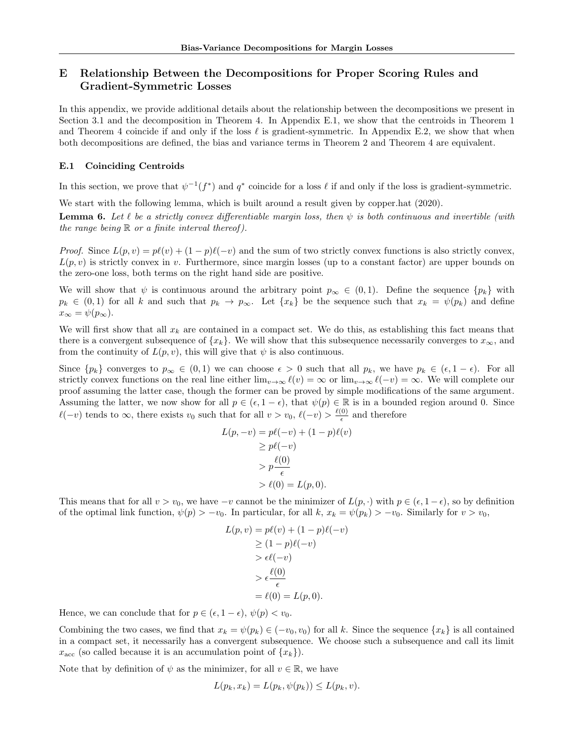# E Relationship Between the Decompositions for Proper Scoring Rules and Gradient-Symmetric Losses

In this appendix, we provide additional details about the relationship between the decompositions we present in Section 3.1 and the decomposition in Theorem 4. In Appendix E.1, we show that the centroids in Theorem 1 and Theorem 4 coincide if and only if the loss $\ell$ is gradient-symmetric. In Appendix E.2, we show that when both decompositions are defined, the bias and variance terms in Theorem 2 and Theorem 4 are equivalent.

## E.1 Coinciding Centroids

In this section, we prove that $\psi^{-1}(f^*)$ and $q^*$ coincide for a loss $\ell$ if and only if the loss is gradient-symmetric.

We start with the following lemma, which is built around a result given by copper.hat (2020).

**Lemma 6.** *Let $\ell$ be a strictly convex differentiable margin loss, then $\psi$ is both continuous and invertible (with the range being $\mathbb{R}$ or a finite interval thereof).*

*Proof.* Since $L(p, v) = p\ell(v) + (1-p)\ell(-v)$ and the sum of two strictly convex functions is also strictly convex, $L(p, v)$ is strictly convex in $v$. Furthermore, since margin losses (up to a constant factor) are upper bounds on the zero-one loss, both terms on the right hand side are positive.

We will show that $\psi$ is continuous around the arbitrary point $p_\infty \in (0, 1)$. Define the sequence $\{p_k\}$ with $p_k \in (0, 1)$ for all $k$ and such that $p_k \to p_\infty$. Let $\{x_k\}$ be the sequence such that $x_k = \psi(p_k)$ and define $x_\infty = \psi(p_\infty)$.

We will first show that all $x_k$ are contained in a compact set. We do this, as establishing this fact means that there is a convergent subsequence of $\{x_k\}$. We will show that this subsequence necessarily converges to $x_\infty$, and from the continuity of $L(p, v)$, this will give that $\psi$ is also continuous.

Since $\{p_k\}$ converges to $p_\infty \in (0, 1)$ we can choose $\epsilon > 0$ such that all $p_k$, we have $p_k \in (\epsilon, 1-\epsilon)$. For all strictly convex functions on the real line either $\lim_{v\to\infty} \ell(v) = \infty$ or $\lim_{v\to\infty} \ell(-v) = \infty$. We will complete our proof assuming the latter case, though the former can be proved by simple modifications of the same argument. Assuming the latter, we now show for all $p \in (\epsilon, 1-\epsilon)$, that $\psi(p) \in \mathbb{R}$ is in a bounded region around 0. Since $\ell(-v)$ tends to $\infty$, there exists $v_0$ such that for all $v > v_0$, $\ell(-v) > \frac{\ell(0)}{\epsilon}$ and therefore

$$
\begin{aligned}
L(p, -v) &= p\ell(-v) + (1-p)\ell(v) \\
&\geq p\ell(-v) \\
&> p\frac{\ell(0)}{\epsilon} \\
&> \ell(0) = L(p, 0).
\end{aligned}
$$

This means that for all $v > v_0$, we have $-v$ cannot be the minimizer of $L(p, \cdot)$ with $p \in (\epsilon, 1-\epsilon)$, so by definition of the optimal link function, $\psi(p) > -v_0$. In particular, for all $k$, $x_k = \psi(p_k) > -v_0$. Similarly for $v > v_0$,

$$
\begin{aligned}
L(p, v) &= p\ell(v) + (1-p)\ell(-v) \\
&\geq (1-p)\ell(-v) \\
&> \epsilon\ell(-v) \\
&> \epsilon\frac{\ell(0)}{\epsilon} \\
&= \ell(0) = L(p, 0).
\end{aligned}
$$

Hence, we can conclude that for $p \in (\epsilon, 1-\epsilon)$, $\psi(p) < v_0$.

Combining the two cases, we find that $x_k = \psi(p_k) \in (-v_0, v_0)$ for all $k$. Since the sequence $\{x_k\}$ is all contained in a compact set, it necessarily has a convergent subsequence. We choose such a subsequence and call its limit $x_{\text{acc}}$ (so called because it is an accumulation point of $\{x_k\}$).

Note that by definition of $\psi$ as the minimizer, for all $v \in \mathbb{R}$, we have

$$
L(p_k, x_k) = L(p_k, \psi(p_k)) \leq L(p_k, v).
$$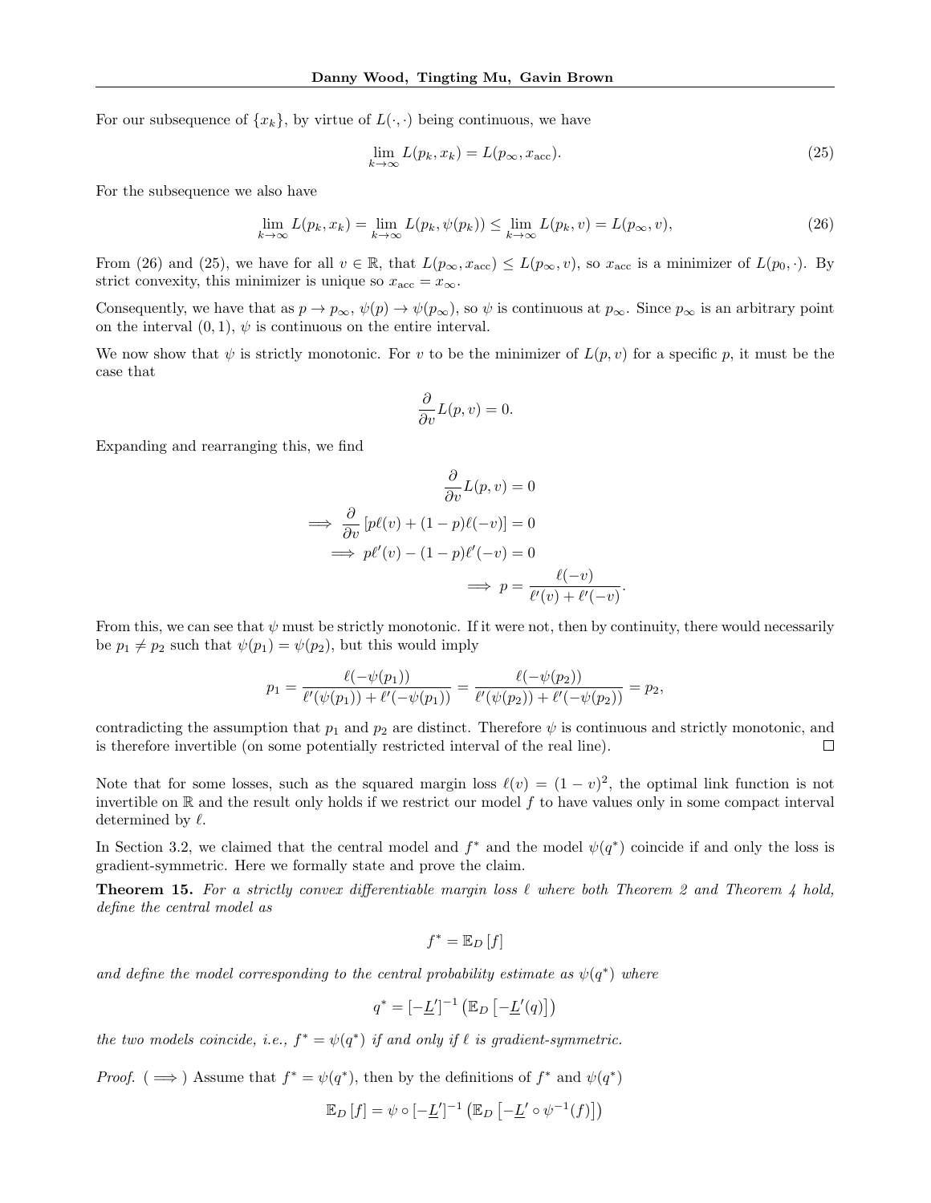For our subsequence of $\{x_k\}$, by virtue of $L(\cdot,\cdot)$ being continuous, we have

$$\lim_{k\to\infty} L(p_k, x_k) = L(p_\infty, x_{\text{acc}}). \tag{25}$$

For the subsequence we also have

$$\lim_{k\to\infty} L(p_k, x_k) = \lim_{k\to\infty} L(p_k, \psi(p_k)) \leq \lim_{k\to\infty} L(p_k, v) = L(p_\infty, v), \tag{26}$$

From (26) and (25), we have for all $v \in \mathbb{R}$, that $L(p_\infty, x_{\text{acc}}) \leq L(p_\infty, v)$, so $x_{\text{acc}}$ is a minimizer of $L(p_0, \cdot)$. By strict convexity, this minimizer is unique so $x_{\text{acc}} = x_\infty$.

Consequently, we have that as $p \to p_\infty$, $\psi(p) \to \psi(p_\infty)$, so $\psi$ is continuous at $p_\infty$. Since $p_\infty$ is an arbitrary point on the interval $(0, 1)$, $\psi$ is continuous on the entire interval.

We now show that $\psi$ is strictly monotonic. For $v$ to be the minimizer of $L(p, v)$ for a specific $p$, it must be the case that

$$\frac{\partial}{\partial v} L(p, v) = 0.$$

Expanding and rearranging this, we find

$$\begin{aligned}
&\frac{\partial}{\partial v} L(p, v) = 0 \\
\implies &\frac{\partial}{\partial v} \left[p\ell(v) + (1-p)\ell(-v)\right] = 0 \\
\implies &p\ell'(v) - (1-p)\ell'(-v) = 0 \\
\implies &p = \frac{\ell(-v)}{\ell'(v) + \ell'(-v)}.
\end{aligned}$$

From this, we can see that $\psi$ must be strictly monotonic. If it were not, then by continuity, there would necessarily be $p_1 \neq p_2$ such that $\psi(p_1) = \psi(p_2)$, but this would imply

$$p_1 = \frac{\ell(-\psi(p_1))}{\ell'(\psi(p_1)) + \ell'(-\psi(p_1))} = \frac{\ell(-\psi(p_2))}{\ell'(\psi(p_2)) + \ell'(-\psi(p_2))} = p_2,$$

contradicting the assumption that $p_1$ and $p_2$ are distinct. Therefore $\psi$ is continuous and strictly monotonic, and is therefore invertible (on some potentially restricted interval of the real line). $\square$

Note that for some losses, such as the squared margin loss $\ell(v) = (1 - v)^2$, the optimal link function is not invertible on $\mathbb{R}$ and the result only holds if we restrict our model $f$ to have values only in some compact interval determined by $\ell$.

In Section 3.2, we claimed that the central model and $f^*$ and the model $\psi(q^*)$ coincide if and only the loss is gradient-symmetric. Here we formally state and prove the claim.

**Theorem 15.** *For a strictly convex differentiable margin loss $\ell$ where both Theorem 2 and Theorem 4 hold, define the central model as*

$$f^* = \mathbb{E}_D\left[f\right]$$

*and define the model corresponding to the central probability estimate as $\psi(q^*)$ where*

$$q^* = [-\underline{L}']^{-1}\left(\mathbb{E}_D\left[-\underline{L}'(q)\right]\right)$$

*the two models coincide, i.e., $f^* = \psi(q^*)$ if and only if $\ell$ is gradient-symmetric.*

*Proof.* ($\implies$) Assume that $f^* = \psi(q^*)$, then by the definitions of $f^*$ and $\psi(q^*)$

$$\mathbb{E}_D\left[f\right] = \psi \circ [-\underline{L}']^{-1}\left(\mathbb{E}_D\left[-\underline{L}' \circ \psi^{-1}(f)\right]\right)$$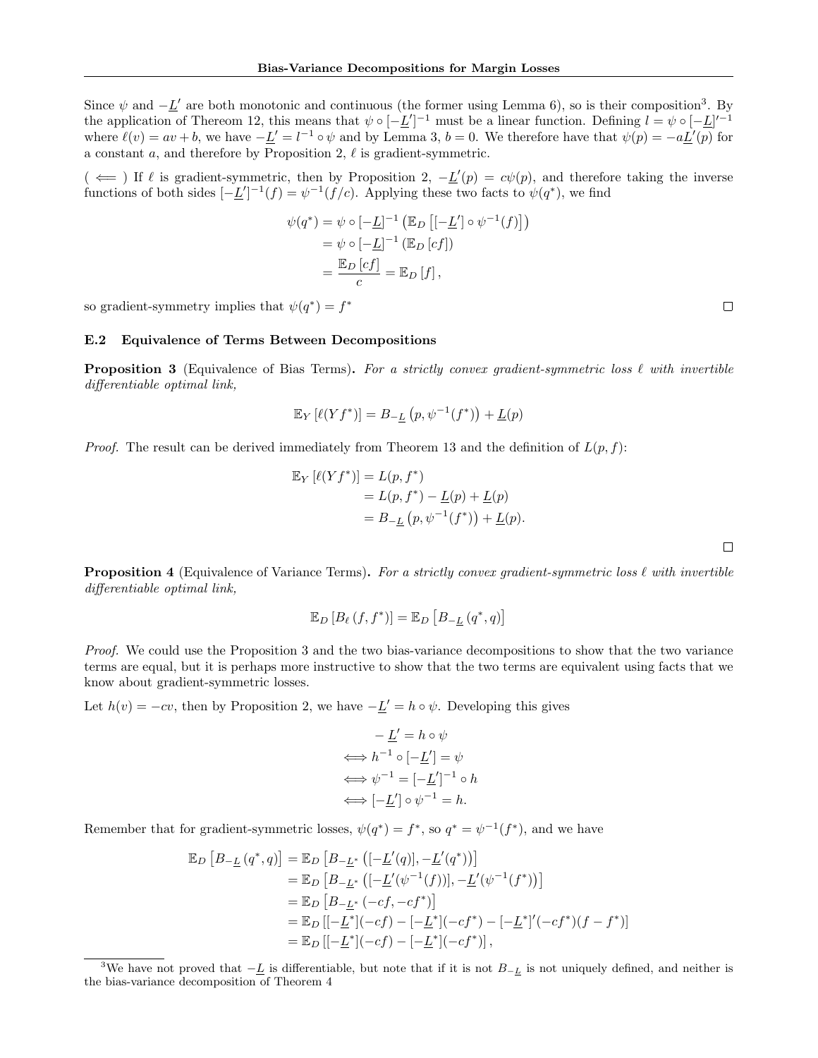Since $\psi$ and $-\underline{L}'$ are both monotonic and continuous (the former using Lemma 6), so is their composition[3]. By the application of Thereom 12, this means that $\psi \circ [-\underline{L}']^{-1}$ must be a linear function. Defining $l = \psi \circ [-\underline{L}]'^{-1}$ where $\ell(v) = av + b$, we have $-\underline{L}' = l^{-1} \circ \psi$ and by Lemma 3, $b = 0$. We therefore have that $\psi(p) = -a\underline{L}'(p)$ for a constant $a$, and therefore by Proposition 2, $\ell$ is gradient-symmetric.

( $\Longleftarrow$ ) If $\ell$ is gradient-symmetric, then by Proposition 2, $-\underline{L}'(p) = c\psi(p)$, and therefore taking the inverse functions of both sides $[-\underline{L}']^{-1}(f) = \psi^{-1}(f/c)$. Applying these two facts to $\psi(q^*)$, we find

$$
\begin{aligned}
\psi(q^*) &= \psi \circ [-\underline{L}]^{-1} \left( \mathbb{E}_D \left[ [-\underline{L}'] \circ \psi^{-1}(f) \right] \right) \\
&= \psi \circ [-\underline{L}]^{-1} \left( \mathbb{E}_D \left[ cf \right] \right) \\
&= \frac{\mathbb{E}_D \left[ cf \right]}{c} = \mathbb{E}_D \left[ f \right],
\end{aligned}
$$

so gradient-symmetry implies that $\psi(q^*) = f^*$ $\square$

### E.2 Equivalence of Terms Between Decompositions

**Proposition 3** (Equivalence of Bias Terms)**.** *For a strictly convex gradient-symmetric loss $\ell$ with invertible differentiable optimal link,*

$$
\mathbb{E}_Y \left[ \ell(Yf^*) \right] = B_{-\underline{L}} \left( p, \psi^{-1}(f^*) \right) + \underline{L}(p)
$$

*Proof.* The result can be derived immediately from Theorem 13 and the definition of $L(p, f)$:

$$
\begin{aligned}
\mathbb{E}_Y \left[ \ell(Yf^*) \right] &= L(p, f^*) \\
&= L(p, f^*) - \underline{L}(p) + \underline{L}(p) \\
&= B_{-\underline{L}} \left( p, \psi^{-1}(f^*) \right) + \underline{L}(p).
\end{aligned}
$$

$\square$

**Proposition 4** (Equivalence of Variance Terms)**.** *For a strictly convex gradient-symmetric loss $\ell$ with invertible differentiable optimal link,*

$$
\mathbb{E}_D \left[ B_\ell \left( f, f^* \right) \right] = \mathbb{E}_D \left[ B_{-\underline{L}} \left( q^*, q \right) \right]
$$

*Proof.* We could use the Proposition 3 and the two bias-variance decompositions to show that the two variance terms are equal, but it is perhaps more instructive to show that the two terms are equivalent using facts that we know about gradient-symmetric losses.

Let $h(v) = -cv$, then by Proposition 2, we have $-\underline{L}' = h \circ \psi$. Developing this gives

$$
\begin{aligned}
& -\underline{L}' = h \circ \psi \\
\iff & h^{-1} \circ [-\underline{L}'] = \psi \\
\iff & \psi^{-1} = [-\underline{L}']^{-1} \circ h \\
\iff & [-\underline{L}'] \circ \psi^{-1} = h.
\end{aligned}
$$

Remember that for gradient-symmetric losses, $\psi(q^*) = f^*$, so $q^* = \psi^{-1}(f^*)$, and we have

$$
\begin{aligned}
\mathbb{E}_D \left[ B_{-\underline{L}} \left( q^*, q \right) \right] &= \mathbb{E}_D \left[ B_{-\underline{L}^*} \left( [-\underline{L}'(q)], -\underline{L}'(q^*) \right) \right] \\
&= \mathbb{E}_D \left[ B_{-\underline{L}^*} \left( [-\underline{L}'(\psi^{-1}(f))], -\underline{L}'(\psi^{-1}(f^*)) \right) \right] \\
&= \mathbb{E}_D \left[ B_{-\underline{L}^*} \left( -cf, -cf^* \right) \right] \\
&= \mathbb{E}_D \left[ [-\underline{L}^*](-cf) - [-\underline{L}^*](-cf^*) - [-\underline{L}^*]'(-cf^*)(f - f^*) \right] \\
&= \mathbb{E}_D \left[ [-\underline{L}^*](-cf) - [-\underline{L}^*](-cf^*) \right],
\end{aligned}
$$

[3] We have not proved that $-\underline{L}$ is differentiable, but note that if it is not $B_{-\underline{L}}$ is not uniquely defined, and neither is the bias-variance decomposition of Theorem 4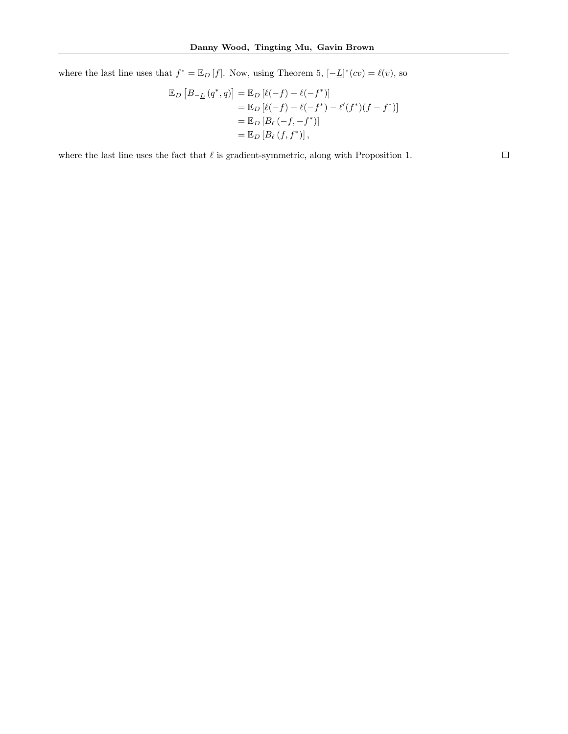where the last line uses that $f^* = \mathbb{E}_D[f]$. Now, using Theorem 5, $[-\underline{L}]^*(cv) = \ell(v)$, so

$$
\begin{aligned}
\mathbb{E}_D\left[B_{-\underline{L}}(q^*, q)\right] &= \mathbb{E}_D\left[\ell(-f) - \ell(-f^*)\right] \\
&= \mathbb{E}_D\left[\ell(-f) - \ell(-f^*) - \ell'(f^*)(f - f^*)\right] \\
&= \mathbb{E}_D\left[B_\ell(-f, -f^*)\right] \\
&= \mathbb{E}_D\left[B_\ell(f, f^*)\right],
\end{aligned}
$$

where the last line uses the fact that $\ell$ is gradient-symmetric, along with Proposition 1. □